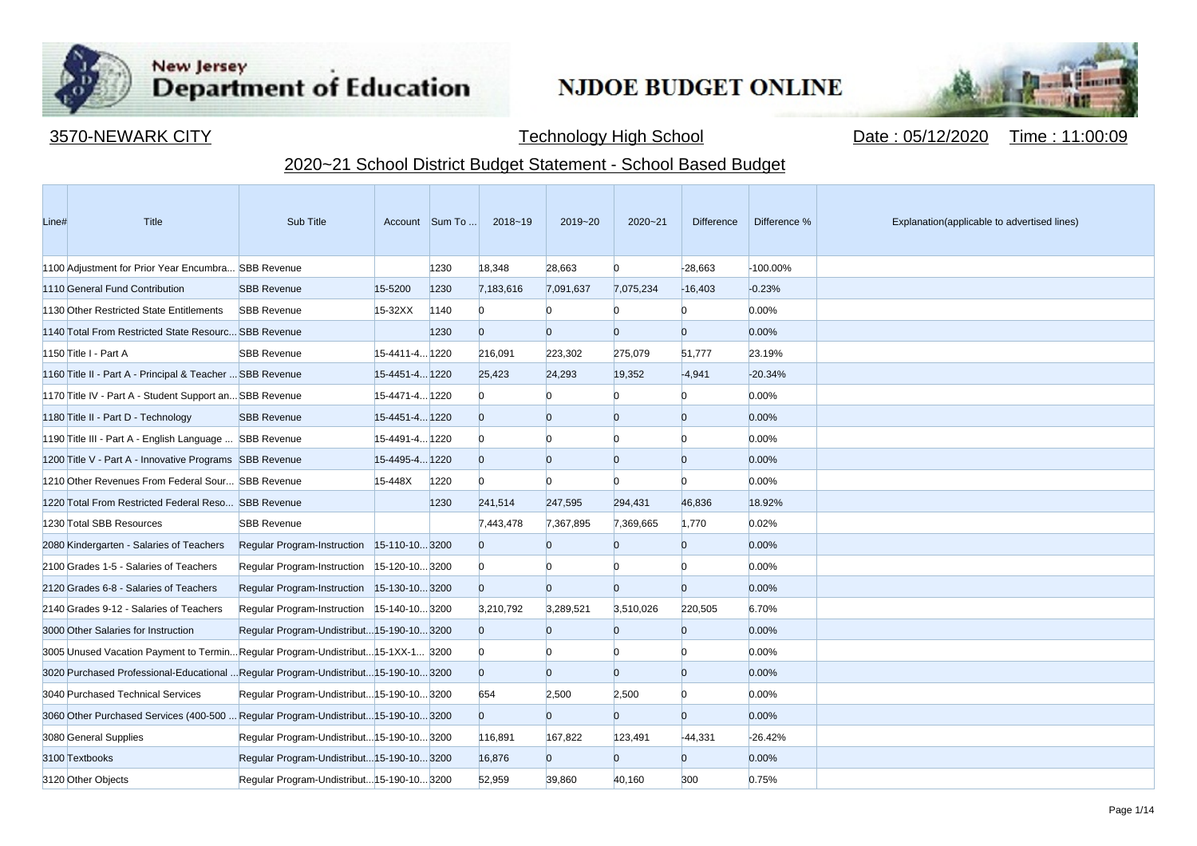New Jersey Department of Education

# NJDOE BUDGET ONLINE

3570-NEWARK CITY — Technology High School — Date : 05/12/2020 Time : 11:00:09

## 2020~21 School District Budget Statement - School Based Budget

| Line# | Title | Sub Title | Account | Sum To ... | 2018~19 | 2019~20 | 2020~21 | Difference | Difference % | Explanation(applicable to advertised lines) |
|---|---|---|---|---|---|---|---|---|---|---|
| 1100 | Adjustment for Prior Year Encumbra... | SBB Revenue | | 1230 | 18,348 | 28,663 | 0 | -28,663 | -100.00% | |
| 1110 | General Fund Contribution | SBB Revenue | 15-5200 | 1230 | 7,183,616 | 7,091,637 | 7,075,234 | -16,403 | -0.23% | |
| 1130 | Other Restricted State Entitlements | SBB Revenue | 15-32XX | 1140 | 0 | 0 | 0 | 0 | 0.00% | |
| 1140 | Total From Restricted State Resourc... | SBB Revenue | | 1230 | 0 | 0 | 0 | 0 | 0.00% | |
| 1150 | Title I - Part A | SBB Revenue | 15-4411-4... | 1220 | 216,091 | 223,302 | 275,079 | 51,777 | 23.19% | |
| 1160 | Title II - Part A - Principal & Teacher ... | SBB Revenue | 15-4451-4... | 1220 | 25,423 | 24,293 | 19,352 | -4,941 | -20.34% | |
| 1170 | Title IV - Part A - Student Support an... | SBB Revenue | 15-4471-4... | 1220 | 0 | 0 | 0 | 0 | 0.00% | |
| 1180 | Title II - Part D - Technology | SBB Revenue | 15-4451-4... | 1220 | 0 | 0 | 0 | 0 | 0.00% | |
| 1190 | Title III - Part A - English Language ... | SBB Revenue | 15-4491-4... | 1220 | 0 | 0 | 0 | 0 | 0.00% | |
| 1200 | Title V - Part A - Innovative Programs | SBB Revenue | 15-4495-4... | 1220 | 0 | 0 | 0 | 0 | 0.00% | |
| 1210 | Other Revenues From Federal Sour... | SBB Revenue | 15-448X | 1220 | 0 | 0 | 0 | 0 | 0.00% | |
| 1220 | Total From Restricted Federal Reso... | SBB Revenue | | 1230 | 241,514 | 247,595 | 294,431 | 46,836 | 18.92% | |
| 1230 | Total SBB Resources | SBB Revenue | | | 7,443,478 | 7,367,895 | 7,369,665 | 1,770 | 0.02% | |
| 2080 | Kindergarten - Salaries of Teachers | Regular Program-Instruction | 15-110-10... | 3200 | 0 | 0 | 0 | 0 | 0.00% | |
| 2100 | Grades 1-5 - Salaries of Teachers | Regular Program-Instruction | 15-120-10... | 3200 | 0 | 0 | 0 | 0 | 0.00% | |
| 2120 | Grades 6-8 - Salaries of Teachers | Regular Program-Instruction | 15-130-10... | 3200 | 0 | 0 | 0 | 0 | 0.00% | |
| 2140 | Grades 9-12 - Salaries of Teachers | Regular Program-Instruction | 15-140-10... | 3200 | 3,210,792 | 3,289,521 | 3,510,026 | 220,505 | 6.70% | |
| 3000 | Other Salaries for Instruction | Regular Program-Undistribut... | 15-190-10... | 3200 | 0 | 0 | 0 | 0 | 0.00% | |
| 3005 | Unused Vacation Payment to Termin... | Regular Program-Undistribut... | 15-1XX-1... | 3200 | 0 | 0 | 0 | 0 | 0.00% | |
| 3020 | Purchased Professional-Educational ... | Regular Program-Undistribut... | 15-190-10... | 3200 | 0 | 0 | 0 | 0 | 0.00% | |
| 3040 | Purchased Technical Services | Regular Program-Undistribut... | 15-190-10... | 3200 | 654 | 2,500 | 2,500 | 0 | 0.00% | |
| 3060 | Other Purchased Services (400-500 ... | Regular Program-Undistribut... | 15-190-10... | 3200 | 0 | 0 | 0 | 0 | 0.00% | |
| 3080 | General Supplies | Regular Program-Undistribut... | 15-190-10... | 3200 | 116,891 | 167,822 | 123,491 | -44,331 | -26.42% | |
| 3100 | Textbooks | Regular Program-Undistribut... | 15-190-10... | 3200 | 16,876 | 0 | 0 | 0 | 0.00% | |
| 3120 | Other Objects | Regular Program-Undistribut... | 15-190-10... | 3200 | 52,959 | 39,860 | 40,160 | 300 | 0.75% | |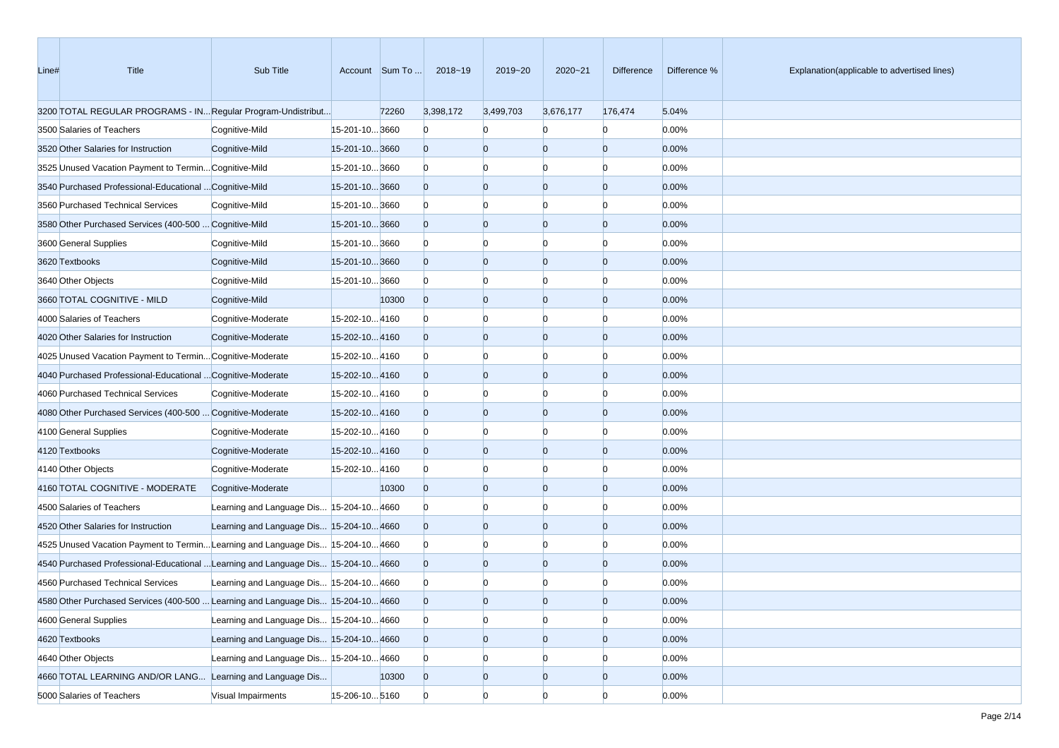| Line# | Title | Sub Title | Account | Sum To ... | 2018~19 | 2019~20 | 2020~21 | Difference | Difference % | Explanation(applicable to advertised lines) |
|---|---|---|---|---|---|---|---|---|---|---|
| 3200 | TOTAL REGULAR PROGRAMS - IN... | Regular Program-Undistribut... | | 72260 | 3,398,172 | 3,499,703 | 3,676,177 | 176,474 | 5.04% | |
| 3500 | Salaries of Teachers | Cognitive-Mild | 15-201-10... | 3660 | 0 | 0 | 0 | 0 | 0.00% | |
| 3520 | Other Salaries for Instruction | Cognitive-Mild | 15-201-10... | 3660 | 0 | 0 | 0 | 0 | 0.00% | |
| 3525 | Unused Vacation Payment to Termin... | Cognitive-Mild | 15-201-10... | 3660 | 0 | 0 | 0 | 0 | 0.00% | |
| 3540 | Purchased Professional-Educational ... | Cognitive-Mild | 15-201-10... | 3660 | 0 | 0 | 0 | 0 | 0.00% | |
| 3560 | Purchased Technical Services | Cognitive-Mild | 15-201-10... | 3660 | 0 | 0 | 0 | 0 | 0.00% | |
| 3580 | Other Purchased Services (400-500 ... | Cognitive-Mild | 15-201-10... | 3660 | 0 | 0 | 0 | 0 | 0.00% | |
| 3600 | General Supplies | Cognitive-Mild | 15-201-10... | 3660 | 0 | 0 | 0 | 0 | 0.00% | |
| 3620 | Textbooks | Cognitive-Mild | 15-201-10... | 3660 | 0 | 0 | 0 | 0 | 0.00% | |
| 3640 | Other Objects | Cognitive-Mild | 15-201-10... | 3660 | 0 | 0 | 0 | 0 | 0.00% | |
| 3660 | TOTAL COGNITIVE - MILD | Cognitive-Mild | | 10300 | 0 | 0 | 0 | 0 | 0.00% | |
| 4000 | Salaries of Teachers | Cognitive-Moderate | 15-202-10... | 4160 | 0 | 0 | 0 | 0 | 0.00% | |
| 4020 | Other Salaries for Instruction | Cognitive-Moderate | 15-202-10... | 4160 | 0 | 0 | 0 | 0 | 0.00% | |
| 4025 | Unused Vacation Payment to Termin... | Cognitive-Moderate | 15-202-10... | 4160 | 0 | 0 | 0 | 0 | 0.00% | |
| 4040 | Purchased Professional-Educational ... | Cognitive-Moderate | 15-202-10... | 4160 | 0 | 0 | 0 | 0 | 0.00% | |
| 4060 | Purchased Technical Services | Cognitive-Moderate | 15-202-10... | 4160 | 0 | 0 | 0 | 0 | 0.00% | |
| 4080 | Other Purchased Services (400-500 ... | Cognitive-Moderate | 15-202-10... | 4160 | 0 | 0 | 0 | 0 | 0.00% | |
| 4100 | General Supplies | Cognitive-Moderate | 15-202-10... | 4160 | 0 | 0 | 0 | 0 | 0.00% | |
| 4120 | Textbooks | Cognitive-Moderate | 15-202-10... | 4160 | 0 | 0 | 0 | 0 | 0.00% | |
| 4140 | Other Objects | Cognitive-Moderate | 15-202-10... | 4160 | 0 | 0 | 0 | 0 | 0.00% | |
| 4160 | TOTAL COGNITIVE - MODERATE | Cognitive-Moderate | | 10300 | 0 | 0 | 0 | 0 | 0.00% | |
| 4500 | Salaries of Teachers | Learning and Language Dis... | 15-204-10... | 4660 | 0 | 0 | 0 | 0 | 0.00% | |
| 4520 | Other Salaries for Instruction | Learning and Language Dis... | 15-204-10... | 4660 | 0 | 0 | 0 | 0 | 0.00% | |
| 4525 | Unused Vacation Payment to Termin... | Learning and Language Dis... | 15-204-10... | 4660 | 0 | 0 | 0 | 0 | 0.00% | |
| 4540 | Purchased Professional-Educational ... | Learning and Language Dis... | 15-204-10... | 4660 | 0 | 0 | 0 | 0 | 0.00% | |
| 4560 | Purchased Technical Services | Learning and Language Dis... | 15-204-10... | 4660 | 0 | 0 | 0 | 0 | 0.00% | |
| 4580 | Other Purchased Services (400-500 ... | Learning and Language Dis... | 15-204-10... | 4660 | 0 | 0 | 0 | 0 | 0.00% | |
| 4600 | General Supplies | Learning and Language Dis... | 15-204-10... | 4660 | 0 | 0 | 0 | 0 | 0.00% | |
| 4620 | Textbooks | Learning and Language Dis... | 15-204-10... | 4660 | 0 | 0 | 0 | 0 | 0.00% | |
| 4640 | Other Objects | Learning and Language Dis... | 15-204-10... | 4660 | 0 | 0 | 0 | 0 | 0.00% | |
| 4660 | TOTAL LEARNING AND/OR LANG... | Learning and Language Dis... | | 10300 | 0 | 0 | 0 | 0 | 0.00% | |
| 5000 | Salaries of Teachers | Visual Impairments | 15-206-10... | 5160 | 0 | 0 | 0 | 0 | 0.00% | |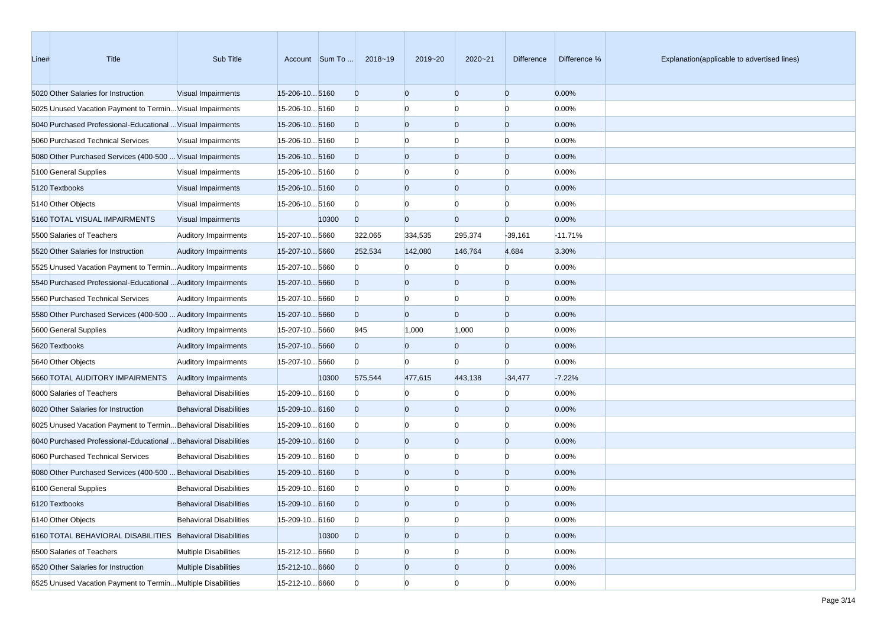| Line# | Title | Sub Title | Account | Sum To ... | 2018~19 | 2019~20 | 2020~21 | Difference | Difference % | Explanation(applicable to advertised lines) |
|---|---|---|---|---|---|---|---|---|---|---|
| 5020 | Other Salaries for Instruction | Visual Impairments | 15-206-10... | 5160 | 0 | 0 | 0 | 0 | 0.00% | |
| 5025 | Unused Vacation Payment to Termin... | Visual Impairments | 15-206-10... | 5160 | 0 | 0 | 0 | 0 | 0.00% | |
| 5040 | Purchased Professional-Educational ... | Visual Impairments | 15-206-10... | 5160 | 0 | 0 | 0 | 0 | 0.00% | |
| 5060 | Purchased Technical Services | Visual Impairments | 15-206-10... | 5160 | 0 | 0 | 0 | 0 | 0.00% | |
| 5080 | Other Purchased Services (400-500 ... | Visual Impairments | 15-206-10... | 5160 | 0 | 0 | 0 | 0 | 0.00% | |
| 5100 | General Supplies | Visual Impairments | 15-206-10... | 5160 | 0 | 0 | 0 | 0 | 0.00% | |
| 5120 | Textbooks | Visual Impairments | 15-206-10... | 5160 | 0 | 0 | 0 | 0 | 0.00% | |
| 5140 | Other Objects | Visual Impairments | 15-206-10... | 5160 | 0 | 0 | 0 | 0 | 0.00% | |
| 5160 | TOTAL VISUAL IMPAIRMENTS | Visual Impairments | | 10300 | 0 | 0 | 0 | 0 | 0.00% | |
| 5500 | Salaries of Teachers | Auditory Impairments | 15-207-10... | 5660 | 322,065 | 334,535 | 295,374 | -39,161 | -11.71% | |
| 5520 | Other Salaries for Instruction | Auditory Impairments | 15-207-10... | 5660 | 252,534 | 142,080 | 146,764 | 4,684 | 3.30% | |
| 5525 | Unused Vacation Payment to Termin... | Auditory Impairments | 15-207-10... | 5660 | 0 | 0 | 0 | 0 | 0.00% | |
| 5540 | Purchased Professional-Educational ... | Auditory Impairments | 15-207-10... | 5660 | 0 | 0 | 0 | 0 | 0.00% | |
| 5560 | Purchased Technical Services | Auditory Impairments | 15-207-10... | 5660 | 0 | 0 | 0 | 0 | 0.00% | |
| 5580 | Other Purchased Services (400-500 ... | Auditory Impairments | 15-207-10... | 5660 | 0 | 0 | 0 | 0 | 0.00% | |
| 5600 | General Supplies | Auditory Impairments | 15-207-10... | 5660 | 945 | 1,000 | 1,000 | 0 | 0.00% | |
| 5620 | Textbooks | Auditory Impairments | 15-207-10... | 5660 | 0 | 0 | 0 | 0 | 0.00% | |
| 5640 | Other Objects | Auditory Impairments | 15-207-10... | 5660 | 0 | 0 | 0 | 0 | 0.00% | |
| 5660 | TOTAL AUDITORY IMPAIRMENTS | Auditory Impairments | | 10300 | 575,544 | 477,615 | 443,138 | -34,477 | -7.22% | |
| 6000 | Salaries of Teachers | Behavioral Disabilities | 15-209-10... | 6160 | 0 | 0 | 0 | 0 | 0.00% | |
| 6020 | Other Salaries for Instruction | Behavioral Disabilities | 15-209-10... | 6160 | 0 | 0 | 0 | 0 | 0.00% | |
| 6025 | Unused Vacation Payment to Termin... | Behavioral Disabilities | 15-209-10... | 6160 | 0 | 0 | 0 | 0 | 0.00% | |
| 6040 | Purchased Professional-Educational ... | Behavioral Disabilities | 15-209-10... | 6160 | 0 | 0 | 0 | 0 | 0.00% | |
| 6060 | Purchased Technical Services | Behavioral Disabilities | 15-209-10... | 6160 | 0 | 0 | 0 | 0 | 0.00% | |
| 6080 | Other Purchased Services (400-500 ... | Behavioral Disabilities | 15-209-10... | 6160 | 0 | 0 | 0 | 0 | 0.00% | |
| 6100 | General Supplies | Behavioral Disabilities | 15-209-10... | 6160 | 0 | 0 | 0 | 0 | 0.00% | |
| 6120 | Textbooks | Behavioral Disabilities | 15-209-10... | 6160 | 0 | 0 | 0 | 0 | 0.00% | |
| 6140 | Other Objects | Behavioral Disabilities | 15-209-10... | 6160 | 0 | 0 | 0 | 0 | 0.00% | |
| 6160 | TOTAL BEHAVIORAL DISABILITIES | Behavioral Disabilities | | 10300 | 0 | 0 | 0 | 0 | 0.00% | |
| 6500 | Salaries of Teachers | Multiple Disabilities | 15-212-10... | 6660 | 0 | 0 | 0 | 0 | 0.00% | |
| 6520 | Other Salaries for Instruction | Multiple Disabilities | 15-212-10... | 6660 | 0 | 0 | 0 | 0 | 0.00% | |
| 6525 | Unused Vacation Payment to Termin... | Multiple Disabilities | 15-212-10... | 6660 | 0 | 0 | 0 | 0 | 0.00% | |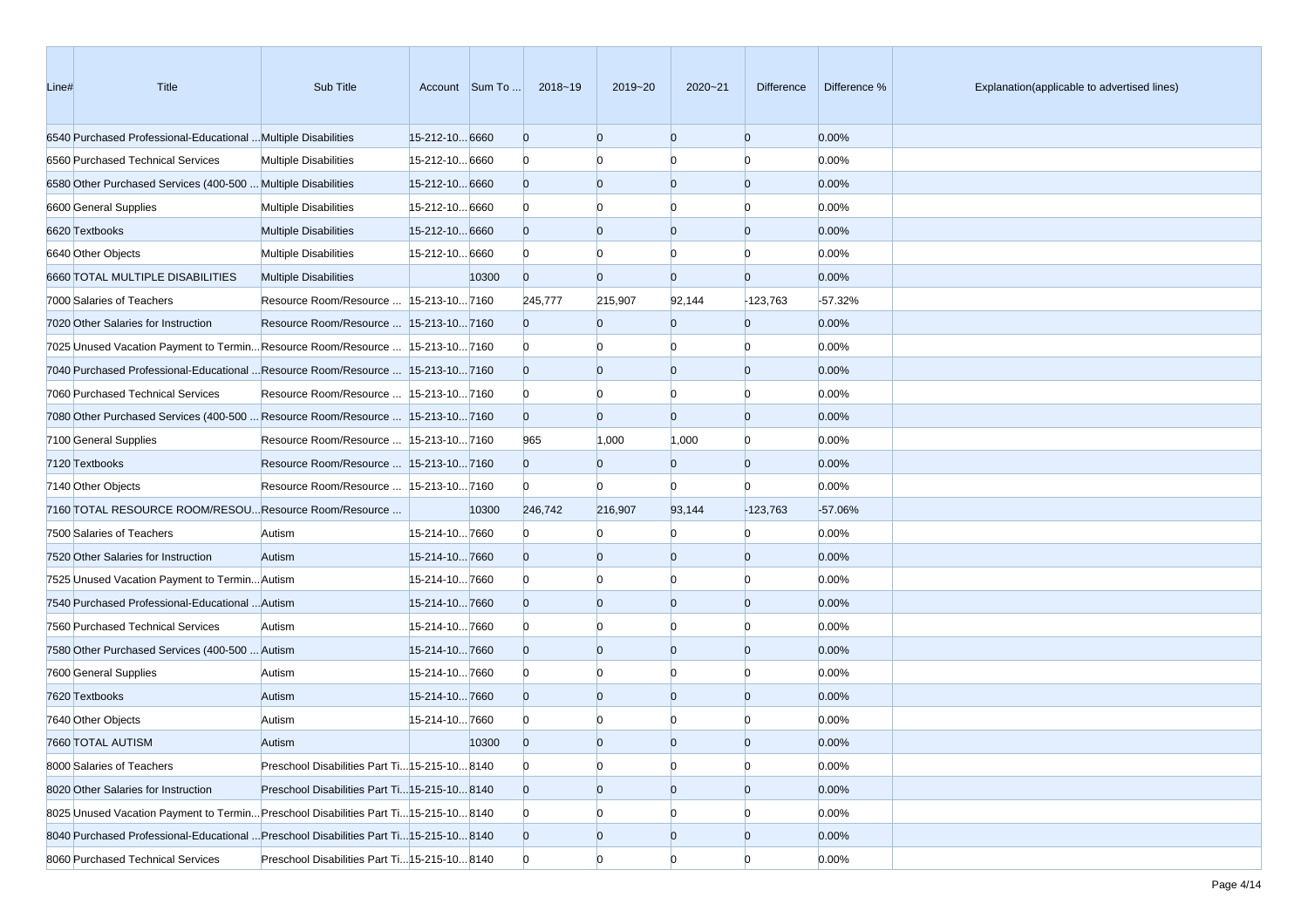| Line# | Title | Sub Title | Account | Sum To ... | 2018~19 | 2019~20 | 2020~21 | Difference | Difference % | Explanation(applicable to advertised lines) |
|---|---|---|---|---|---|---|---|---|---|---|
| 6540 | Purchased Professional-Educational ... | Multiple Disabilities | 15-212-10... | 6660 | 0 | 0 | 0 | 0 | 0.00% | |
| 6560 | Purchased Technical Services | Multiple Disabilities | 15-212-10... | 6660 | 0 | 0 | 0 | 0 | 0.00% | |
| 6580 | Other Purchased Services (400-500 ... | Multiple Disabilities | 15-212-10... | 6660 | 0 | 0 | 0 | 0 | 0.00% | |
| 6600 | General Supplies | Multiple Disabilities | 15-212-10... | 6660 | 0 | 0 | 0 | 0 | 0.00% | |
| 6620 | Textbooks | Multiple Disabilities | 15-212-10... | 6660 | 0 | 0 | 0 | 0 | 0.00% | |
| 6640 | Other Objects | Multiple Disabilities | 15-212-10... | 6660 | 0 | 0 | 0 | 0 | 0.00% | |
| 6660 | TOTAL MULTIPLE DISABILITIES | Multiple Disabilities | | 10300 | 0 | 0 | 0 | 0 | 0.00% | |
| 7000 | Salaries of Teachers | Resource Room/Resource ... | 15-213-10... | 7160 | 245,777 | 215,907 | 92,144 | -123,763 | -57.32% | |
| 7020 | Other Salaries for Instruction | Resource Room/Resource ... | 15-213-10... | 7160 | 0 | 0 | 0 | 0 | 0.00% | |
| 7025 | Unused Vacation Payment to Termin... | Resource Room/Resource ... | 15-213-10... | 7160 | 0 | 0 | 0 | 0 | 0.00% | |
| 7040 | Purchased Professional-Educational ... | Resource Room/Resource ... | 15-213-10... | 7160 | 0 | 0 | 0 | 0 | 0.00% | |
| 7060 | Purchased Technical Services | Resource Room/Resource ... | 15-213-10... | 7160 | 0 | 0 | 0 | 0 | 0.00% | |
| 7080 | Other Purchased Services (400-500 ... | Resource Room/Resource ... | 15-213-10... | 7160 | 0 | 0 | 0 | 0 | 0.00% | |
| 7100 | General Supplies | Resource Room/Resource ... | 15-213-10... | 7160 | 965 | 1,000 | 1,000 | 0 | 0.00% | |
| 7120 | Textbooks | Resource Room/Resource ... | 15-213-10... | 7160 | 0 | 0 | 0 | 0 | 0.00% | |
| 7140 | Other Objects | Resource Room/Resource ... | 15-213-10... | 7160 | 0 | 0 | 0 | 0 | 0.00% | |
| 7160 | TOTAL RESOURCE ROOM/RESOU... | Resource Room/Resource ... | | 10300 | 246,742 | 216,907 | 93,144 | -123,763 | -57.06% | |
| 7500 | Salaries of Teachers | Autism | 15-214-10... | 7660 | 0 | 0 | 0 | 0 | 0.00% | |
| 7520 | Other Salaries for Instruction | Autism | 15-214-10... | 7660 | 0 | 0 | 0 | 0 | 0.00% | |
| 7525 | Unused Vacation Payment to Termin... | Autism | 15-214-10... | 7660 | 0 | 0 | 0 | 0 | 0.00% | |
| 7540 | Purchased Professional-Educational ... | Autism | 15-214-10... | 7660 | 0 | 0 | 0 | 0 | 0.00% | |
| 7560 | Purchased Technical Services | Autism | 15-214-10... | 7660 | 0 | 0 | 0 | 0 | 0.00% | |
| 7580 | Other Purchased Services (400-500 ... | Autism | 15-214-10... | 7660 | 0 | 0 | 0 | 0 | 0.00% | |
| 7600 | General Supplies | Autism | 15-214-10... | 7660 | 0 | 0 | 0 | 0 | 0.00% | |
| 7620 | Textbooks | Autism | 15-214-10... | 7660 | 0 | 0 | 0 | 0 | 0.00% | |
| 7640 | Other Objects | Autism | 15-214-10... | 7660 | 0 | 0 | 0 | 0 | 0.00% | |
| 7660 | TOTAL AUTISM | Autism | | 10300 | 0 | 0 | 0 | 0 | 0.00% | |
| 8000 | Salaries of Teachers | Preschool Disabilities Part Ti... | 15-215-10... | 8140 | 0 | 0 | 0 | 0 | 0.00% | |
| 8020 | Other Salaries for Instruction | Preschool Disabilities Part Ti... | 15-215-10... | 8140 | 0 | 0 | 0 | 0 | 0.00% | |
| 8025 | Unused Vacation Payment to Termin... | Preschool Disabilities Part Ti... | 15-215-10... | 8140 | 0 | 0 | 0 | 0 | 0.00% | |
| 8040 | Purchased Professional-Educational ... | Preschool Disabilities Part Ti... | 15-215-10... | 8140 | 0 | 0 | 0 | 0 | 0.00% | |
| 8060 | Purchased Technical Services | Preschool Disabilities Part Ti... | 15-215-10... | 8140 | 0 | 0 | 0 | 0 | 0.00% | |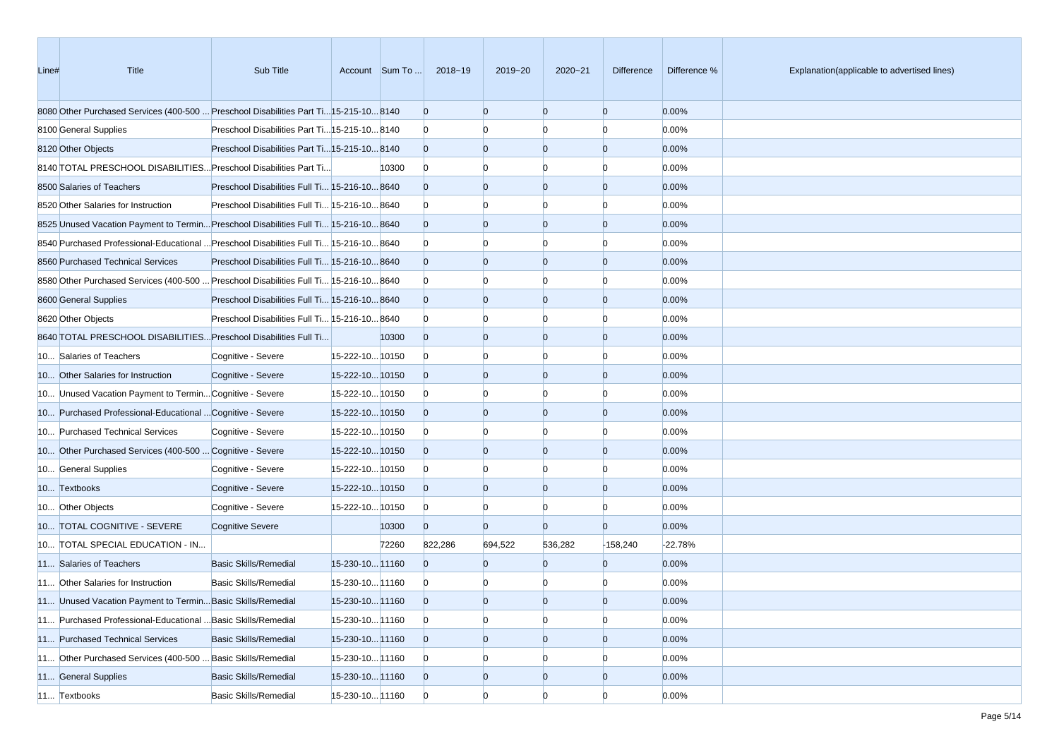| Line# | Title | Sub Title | Account | Sum To ... | 2018~19 | 2019~20 | 2020~21 | Difference | Difference % | Explanation(applicable to advertised lines) |
|---|---|---|---|---|---|---|---|---|---|---|
| 8080 | Other Purchased Services (400-500 ... | Preschool Disabilities Part Ti... | 15-215-10... | 8140 | 0 | 0 | 0 | 0 | 0.00% | |
| 8100 | General Supplies | Preschool Disabilities Part Ti... | 15-215-10... | 8140 | 0 | 0 | 0 | 0 | 0.00% | |
| 8120 | Other Objects | Preschool Disabilities Part Ti... | 15-215-10... | 8140 | 0 | 0 | 0 | 0 | 0.00% | |
| 8140 | TOTAL PRESCHOOL DISABILITIES... | Preschool Disabilities Part Ti... | | 10300 | 0 | 0 | 0 | 0 | 0.00% | |
| 8500 | Salaries of Teachers | Preschool Disabilities Full Ti... | 15-216-10... | 8640 | 0 | 0 | 0 | 0 | 0.00% | |
| 8520 | Other Salaries for Instruction | Preschool Disabilities Full Ti... | 15-216-10... | 8640 | 0 | 0 | 0 | 0 | 0.00% | |
| 8525 | Unused Vacation Payment to Termin... | Preschool Disabilities Full Ti... | 15-216-10... | 8640 | 0 | 0 | 0 | 0 | 0.00% | |
| 8540 | Purchased Professional-Educational ... | Preschool Disabilities Full Ti... | 15-216-10... | 8640 | 0 | 0 | 0 | 0 | 0.00% | |
| 8560 | Purchased Technical Services | Preschool Disabilities Full Ti... | 15-216-10... | 8640 | 0 | 0 | 0 | 0 | 0.00% | |
| 8580 | Other Purchased Services (400-500 ... | Preschool Disabilities Full Ti... | 15-216-10... | 8640 | 0 | 0 | 0 | 0 | 0.00% | |
| 8600 | General Supplies | Preschool Disabilities Full Ti... | 15-216-10... | 8640 | 0 | 0 | 0 | 0 | 0.00% | |
| 8620 | Other Objects | Preschool Disabilities Full Ti... | 15-216-10... | 8640 | 0 | 0 | 0 | 0 | 0.00% | |
| 8640 | TOTAL PRESCHOOL DISABILITIES... | Preschool Disabilities Full Ti... | | 10300 | 0 | 0 | 0 | 0 | 0.00% | |
| 10... | Salaries of Teachers | Cognitive - Severe | 15-222-10... | 10150 | 0 | 0 | 0 | 0 | 0.00% | |
| 10... | Other Salaries for Instruction | Cognitive - Severe | 15-222-10... | 10150 | 0 | 0 | 0 | 0 | 0.00% | |
| 10... | Unused Vacation Payment to Termin... | Cognitive - Severe | 15-222-10... | 10150 | 0 | 0 | 0 | 0 | 0.00% | |
| 10... | Purchased Professional-Educational ... | Cognitive - Severe | 15-222-10... | 10150 | 0 | 0 | 0 | 0 | 0.00% | |
| 10... | Purchased Technical Services | Cognitive - Severe | 15-222-10... | 10150 | 0 | 0 | 0 | 0 | 0.00% | |
| 10... | Other Purchased Services (400-500 ... | Cognitive - Severe | 15-222-10... | 10150 | 0 | 0 | 0 | 0 | 0.00% | |
| 10... | General Supplies | Cognitive - Severe | 15-222-10... | 10150 | 0 | 0 | 0 | 0 | 0.00% | |
| 10... | Textbooks | Cognitive - Severe | 15-222-10... | 10150 | 0 | 0 | 0 | 0 | 0.00% | |
| 10... | Other Objects | Cognitive - Severe | 15-222-10... | 10150 | 0 | 0 | 0 | 0 | 0.00% | |
| 10... | TOTAL COGNITIVE - SEVERE | Cognitive Severe | | 10300 | 0 | 0 | 0 | 0 | 0.00% | |
| 10... | TOTAL SPECIAL EDUCATION - IN... | | | 72260 | 822,286 | 694,522 | 536,282 | -158,240 | -22.78% | |
| 11... | Salaries of Teachers | Basic Skills/Remedial | 15-230-10... | 11160 | 0 | 0 | 0 | 0 | 0.00% | |
| 11... | Other Salaries for Instruction | Basic Skills/Remedial | 15-230-10... | 11160 | 0 | 0 | 0 | 0 | 0.00% | |
| 11... | Unused Vacation Payment to Termin... | Basic Skills/Remedial | 15-230-10... | 11160 | 0 | 0 | 0 | 0 | 0.00% | |
| 11... | Purchased Professional-Educational ... | Basic Skills/Remedial | 15-230-10... | 11160 | 0 | 0 | 0 | 0 | 0.00% | |
| 11... | Purchased Technical Services | Basic Skills/Remedial | 15-230-10... | 11160 | 0 | 0 | 0 | 0 | 0.00% | |
| 11... | Other Purchased Services (400-500 ... | Basic Skills/Remedial | 15-230-10... | 11160 | 0 | 0 | 0 | 0 | 0.00% | |
| 11... | General Supplies | Basic Skills/Remedial | 15-230-10... | 11160 | 0 | 0 | 0 | 0 | 0.00% | |
| 11... | Textbooks | Basic Skills/Remedial | 15-230-10... | 11160 | 0 | 0 | 0 | 0 | 0.00% | |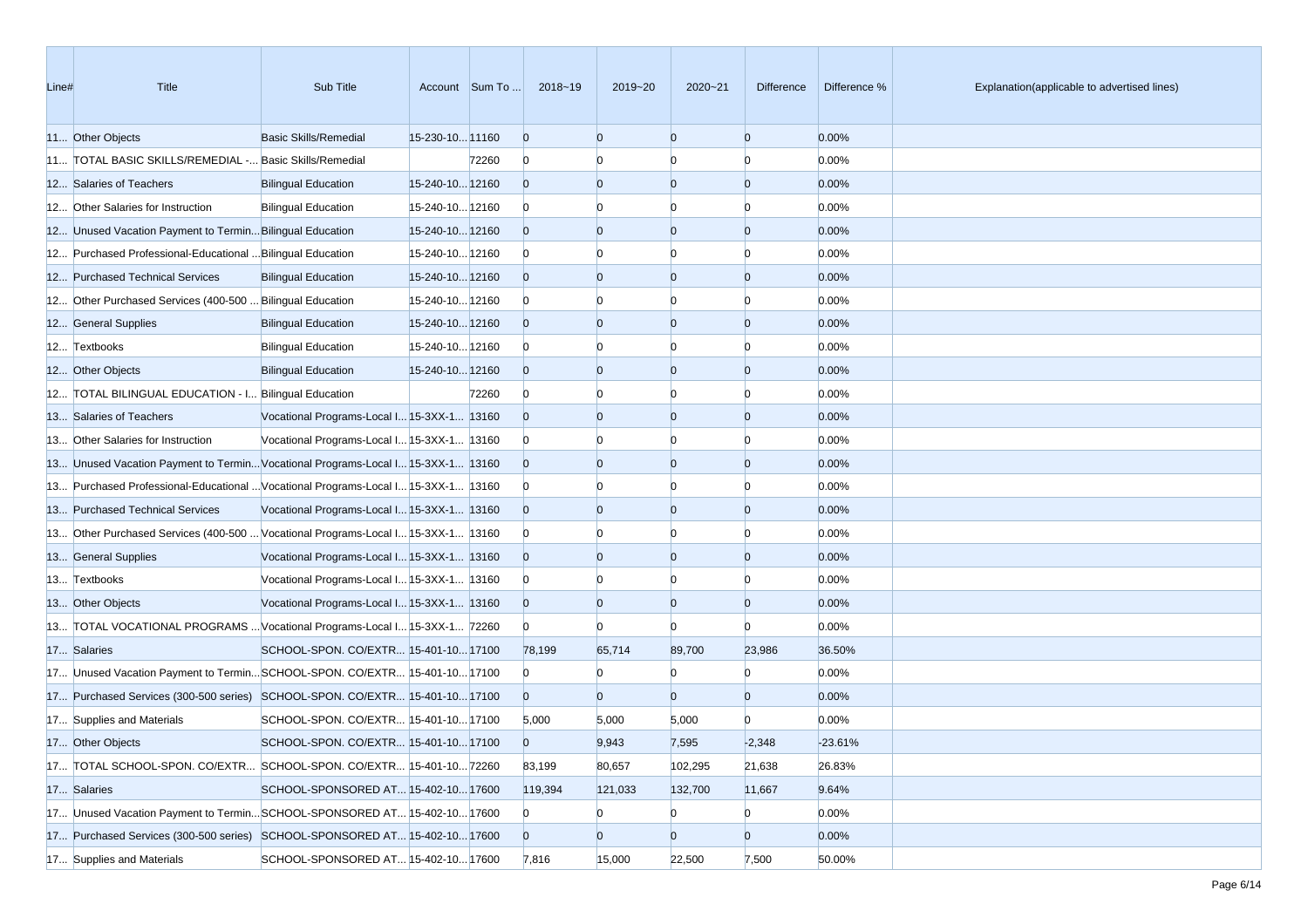| Line# | Title | Sub Title | Account | Sum To ... | 2018~19 | 2019~20 | 2020~21 | Difference | Difference % | Explanation(applicable to advertised lines) |
|---|---|---|---|---|---|---|---|---|---|---|
| 11... | Other Objects | Basic Skills/Remedial | 15-230-10... | 11160 | 0 | 0 | 0 | 0 | 0.00% | |
| 11... | TOTAL BASIC SKILLS/REMEDIAL -... | Basic Skills/Remedial | | 72260 | 0 | 0 | 0 | 0 | 0.00% | |
| 12... | Salaries of Teachers | Bilingual Education | 15-240-10... | 12160 | 0 | 0 | 0 | 0 | 0.00% | |
| 12... | Other Salaries for Instruction | Bilingual Education | 15-240-10... | 12160 | 0 | 0 | 0 | 0 | 0.00% | |
| 12... | Unused Vacation Payment to Termin... | Bilingual Education | 15-240-10... | 12160 | 0 | 0 | 0 | 0 | 0.00% | |
| 12... | Purchased Professional-Educational ... | Bilingual Education | 15-240-10... | 12160 | 0 | 0 | 0 | 0 | 0.00% | |
| 12... | Purchased Technical Services | Bilingual Education | 15-240-10... | 12160 | 0 | 0 | 0 | 0 | 0.00% | |
| 12... | Other Purchased Services (400-500 ... | Bilingual Education | 15-240-10... | 12160 | 0 | 0 | 0 | 0 | 0.00% | |
| 12... | General Supplies | Bilingual Education | 15-240-10... | 12160 | 0 | 0 | 0 | 0 | 0.00% | |
| 12... | Textbooks | Bilingual Education | 15-240-10... | 12160 | 0 | 0 | 0 | 0 | 0.00% | |
| 12... | Other Objects | Bilingual Education | 15-240-10... | 12160 | 0 | 0 | 0 | 0 | 0.00% | |
| 12... | TOTAL BILINGUAL EDUCATION - I... | Bilingual Education | | 72260 | 0 | 0 | 0 | 0 | 0.00% | |
| 13... | Salaries of Teachers | Vocational Programs-Local I... | 15-3XX-1... | 13160 | 0 | 0 | 0 | 0 | 0.00% | |
| 13... | Other Salaries for Instruction | Vocational Programs-Local I... | 15-3XX-1... | 13160 | 0 | 0 | 0 | 0 | 0.00% | |
| 13... | Unused Vacation Payment to Termin... | Vocational Programs-Local I... | 15-3XX-1... | 13160 | 0 | 0 | 0 | 0 | 0.00% | |
| 13... | Purchased Professional-Educational ... | Vocational Programs-Local I... | 15-3XX-1... | 13160 | 0 | 0 | 0 | 0 | 0.00% | |
| 13... | Purchased Technical Services | Vocational Programs-Local I... | 15-3XX-1... | 13160 | 0 | 0 | 0 | 0 | 0.00% | |
| 13... | Other Purchased Services (400-500 ... | Vocational Programs-Local I... | 15-3XX-1... | 13160 | 0 | 0 | 0 | 0 | 0.00% | |
| 13... | General Supplies | Vocational Programs-Local I... | 15-3XX-1... | 13160 | 0 | 0 | 0 | 0 | 0.00% | |
| 13... | Textbooks | Vocational Programs-Local I... | 15-3XX-1... | 13160 | 0 | 0 | 0 | 0 | 0.00% | |
| 13... | Other Objects | Vocational Programs-Local I... | 15-3XX-1... | 13160 | 0 | 0 | 0 | 0 | 0.00% | |
| 13... | TOTAL VOCATIONAL PROGRAMS ... | Vocational Programs-Local I... | 15-3XX-1... | 72260 | 0 | 0 | 0 | 0 | 0.00% | |
| 17... | Salaries | SCHOOL-SPON. CO/EXTR... | 15-401-10... | 17100 | 78,199 | 65,714 | 89,700 | 23,986 | 36.50% | |
| 17... | Unused Vacation Payment to Termin... | SCHOOL-SPON. CO/EXTR... | 15-401-10... | 17100 | 0 | 0 | 0 | 0 | 0.00% | |
| 17... | Purchased Services (300-500 series) | SCHOOL-SPON. CO/EXTR... | 15-401-10... | 17100 | 0 | 0 | 0 | 0 | 0.00% | |
| 17... | Supplies and Materials | SCHOOL-SPON. CO/EXTR... | 15-401-10... | 17100 | 5,000 | 5,000 | 5,000 | 0 | 0.00% | |
| 17... | Other Objects | SCHOOL-SPON. CO/EXTR... | 15-401-10... | 17100 | 0 | 9,943 | 7,595 | -2,348 | -23.61% | |
| 17... | TOTAL SCHOOL-SPON. CO/EXTR... | SCHOOL-SPON. CO/EXTR... | 15-401-10... | 72260 | 83,199 | 80,657 | 102,295 | 21,638 | 26.83% | |
| 17... | Salaries | SCHOOL-SPONSORED AT... | 15-402-10... | 17600 | 119,394 | 121,033 | 132,700 | 11,667 | 9.64% | |
| 17... | Unused Vacation Payment to Termin... | SCHOOL-SPONSORED AT... | 15-402-10... | 17600 | 0 | 0 | 0 | 0 | 0.00% | |
| 17... | Purchased Services (300-500 series) | SCHOOL-SPONSORED AT... | 15-402-10... | 17600 | 0 | 0 | 0 | 0 | 0.00% | |
| 17... | Supplies and Materials | SCHOOL-SPONSORED AT... | 15-402-10... | 17600 | 7,816 | 15,000 | 22,500 | 7,500 | 50.00% | |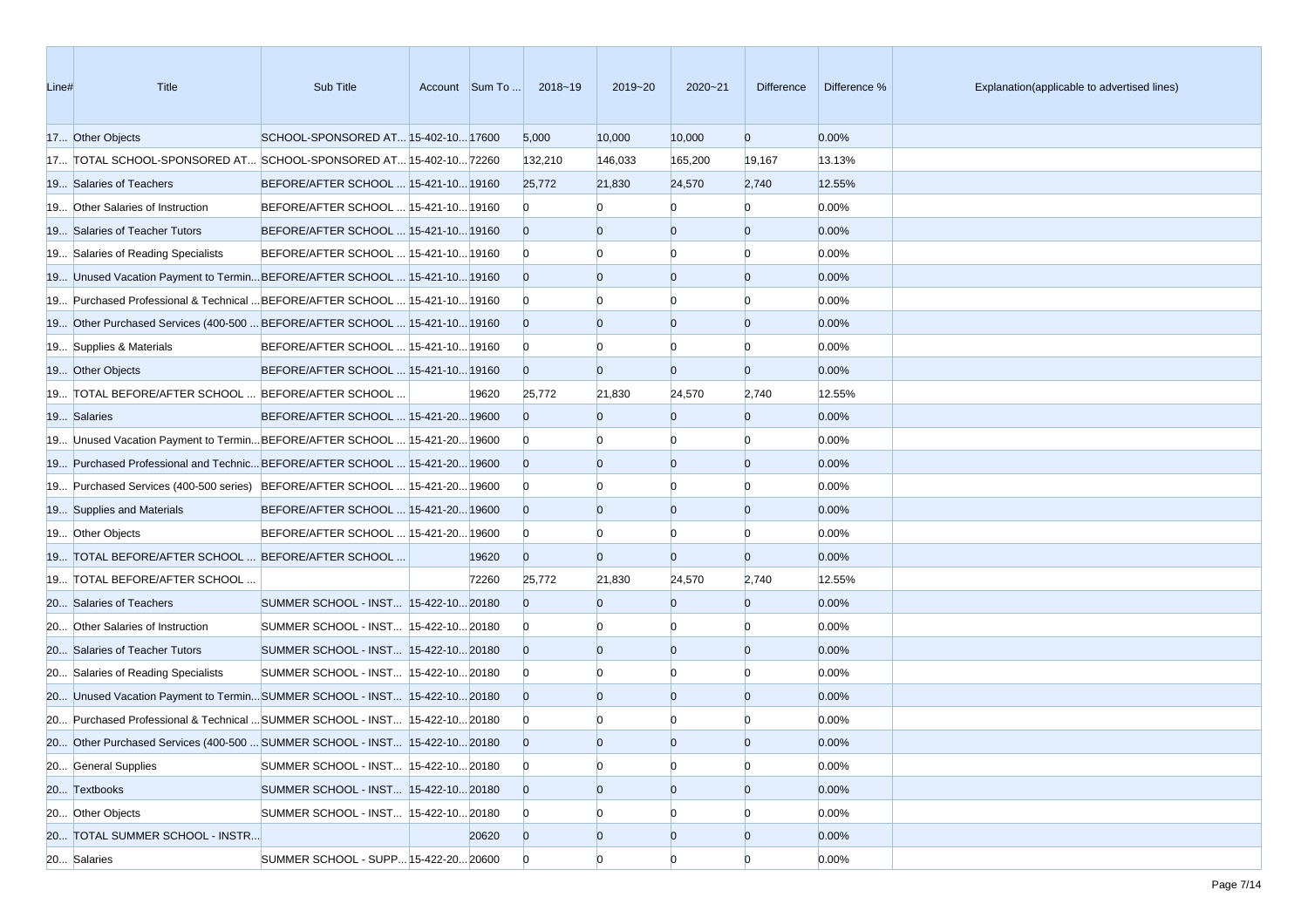| Line# | Title | Sub Title | Account | Sum To ... | 2018~19 | 2019~20 | 2020~21 | Difference | Difference % | Explanation(applicable to advertised lines) |
|---|---|---|---|---|---|---|---|---|---|---|
| 17... | Other Objects | SCHOOL-SPONSORED AT... | 15-402-10... | 17600 | 5,000 | 10,000 | 10,000 | 0 | 0.00% | |
| 17... | TOTAL SCHOOL-SPONSORED AT... | SCHOOL-SPONSORED AT... | 15-402-10... | 72260 | 132,210 | 146,033 | 165,200 | 19,167 | 13.13% | |
| 19... | Salaries of Teachers | BEFORE/AFTER SCHOOL ... | 15-421-10... | 19160 | 25,772 | 21,830 | 24,570 | 2,740 | 12.55% | |
| 19... | Other Salaries of Instruction | BEFORE/AFTER SCHOOL ... | 15-421-10... | 19160 | 0 | 0 | 0 | 0 | 0.00% | |
| 19... | Salaries of Teacher Tutors | BEFORE/AFTER SCHOOL ... | 15-421-10... | 19160 | 0 | 0 | 0 | 0 | 0.00% | |
| 19... | Salaries of Reading Specialists | BEFORE/AFTER SCHOOL ... | 15-421-10... | 19160 | 0 | 0 | 0 | 0 | 0.00% | |
| 19... | Unused Vacation Payment to Termin... | BEFORE/AFTER SCHOOL ... | 15-421-10... | 19160 | 0 | 0 | 0 | 0 | 0.00% | |
| 19... | Purchased Professional & Technical ... | BEFORE/AFTER SCHOOL ... | 15-421-10... | 19160 | 0 | 0 | 0 | 0 | 0.00% | |
| 19... | Other Purchased Services (400-500 ... | BEFORE/AFTER SCHOOL ... | 15-421-10... | 19160 | 0 | 0 | 0 | 0 | 0.00% | |
| 19... | Supplies & Materials | BEFORE/AFTER SCHOOL ... | 15-421-10... | 19160 | 0 | 0 | 0 | 0 | 0.00% | |
| 19... | Other Objects | BEFORE/AFTER SCHOOL ... | 15-421-10... | 19160 | 0 | 0 | 0 | 0 | 0.00% | |
| 19... | TOTAL BEFORE/AFTER SCHOOL ... | BEFORE/AFTER SCHOOL ... | | 19620 | 25,772 | 21,830 | 24,570 | 2,740 | 12.55% | |
| 19... | Salaries | BEFORE/AFTER SCHOOL ... | 15-421-20... | 19600 | 0 | 0 | 0 | 0 | 0.00% | |
| 19... | Unused Vacation Payment to Termin... | BEFORE/AFTER SCHOOL ... | 15-421-20... | 19600 | 0 | 0 | 0 | 0 | 0.00% | |
| 19... | Purchased Professional and Technic... | BEFORE/AFTER SCHOOL ... | 15-421-20... | 19600 | 0 | 0 | 0 | 0 | 0.00% | |
| 19... | Purchased Services (400-500 series) | BEFORE/AFTER SCHOOL ... | 15-421-20... | 19600 | 0 | 0 | 0 | 0 | 0.00% | |
| 19... | Supplies and Materials | BEFORE/AFTER SCHOOL ... | 15-421-20... | 19600 | 0 | 0 | 0 | 0 | 0.00% | |
| 19... | Other Objects | BEFORE/AFTER SCHOOL ... | 15-421-20... | 19600 | 0 | 0 | 0 | 0 | 0.00% | |
| 19... | TOTAL BEFORE/AFTER SCHOOL ... | BEFORE/AFTER SCHOOL ... | | 19620 | 0 | 0 | 0 | 0 | 0.00% | |
| 19... | TOTAL BEFORE/AFTER SCHOOL ... | | | 72260 | 25,772 | 21,830 | 24,570 | 2,740 | 12.55% | |
| 20... | Salaries of Teachers | SUMMER SCHOOL - INST... | 15-422-10... | 20180 | 0 | 0 | 0 | 0 | 0.00% | |
| 20... | Other Salaries of Instruction | SUMMER SCHOOL - INST... | 15-422-10... | 20180 | 0 | 0 | 0 | 0 | 0.00% | |
| 20... | Salaries of Teacher Tutors | SUMMER SCHOOL - INST... | 15-422-10... | 20180 | 0 | 0 | 0 | 0 | 0.00% | |
| 20... | Salaries of Reading Specialists | SUMMER SCHOOL - INST... | 15-422-10... | 20180 | 0 | 0 | 0 | 0 | 0.00% | |
| 20... | Unused Vacation Payment to Termin... | SUMMER SCHOOL - INST... | 15-422-10... | 20180 | 0 | 0 | 0 | 0 | 0.00% | |
| 20... | Purchased Professional & Technical ... | SUMMER SCHOOL - INST... | 15-422-10... | 20180 | 0 | 0 | 0 | 0 | 0.00% | |
| 20... | Other Purchased Services (400-500 ... | SUMMER SCHOOL - INST... | 15-422-10... | 20180 | 0 | 0 | 0 | 0 | 0.00% | |
| 20... | General Supplies | SUMMER SCHOOL - INST... | 15-422-10... | 20180 | 0 | 0 | 0 | 0 | 0.00% | |
| 20... | Textbooks | SUMMER SCHOOL - INST... | 15-422-10... | 20180 | 0 | 0 | 0 | 0 | 0.00% | |
| 20... | Other Objects | SUMMER SCHOOL - INST... | 15-422-10... | 20180 | 0 | 0 | 0 | 0 | 0.00% | |
| 20... | TOTAL SUMMER SCHOOL - INSTR... | | | 20620 | 0 | 0 | 0 | 0 | 0.00% | |
| 20... | Salaries | SUMMER SCHOOL - SUPP... | 15-422-20... | 20600 | 0 | 0 | 0 | 0 | 0.00% | |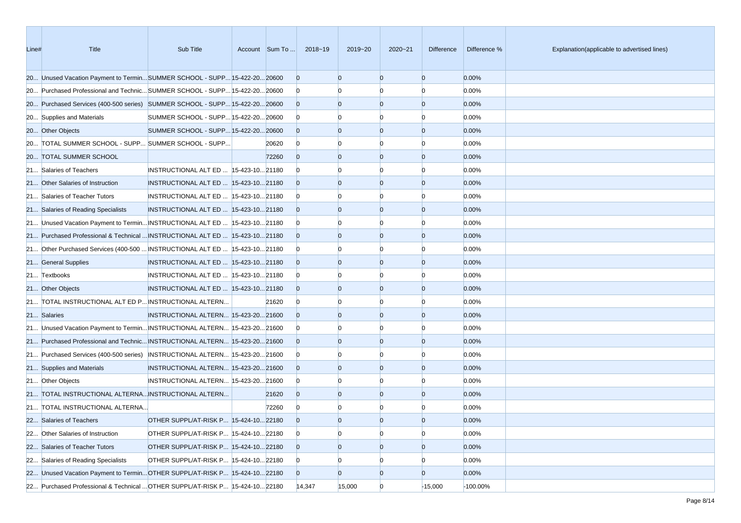| Line# | Title | Sub Title | Account | Sum To ... | 2018~19 | 2019~20 | 2020~21 | Difference | Difference % | Explanation(applicable to advertised lines) |
|---|---|---|---|---|---|---|---|---|---|---|
| 20... | Unused Vacation Payment to Termin... | SUMMER SCHOOL - SUPP... | 15-422-20... | 20600 | 0 | 0 | 0 | 0 | 0.00% | |
| 20... | Purchased Professional and Technic... | SUMMER SCHOOL - SUPP... | 15-422-20... | 20600 | 0 | 0 | 0 | 0 | 0.00% | |
| 20... | Purchased Services (400-500 series) | SUMMER SCHOOL - SUPP... | 15-422-20... | 20600 | 0 | 0 | 0 | 0 | 0.00% | |
| 20... | Supplies and Materials | SUMMER SCHOOL - SUPP... | 15-422-20... | 20600 | 0 | 0 | 0 | 0 | 0.00% | |
| 20... | Other Objects | SUMMER SCHOOL - SUPP... | 15-422-20... | 20600 | 0 | 0 | 0 | 0 | 0.00% | |
| 20... | TOTAL SUMMER SCHOOL - SUPP... | SUMMER SCHOOL - SUPP... | | 20620 | 0 | 0 | 0 | 0 | 0.00% | |
| 20... | TOTAL SUMMER SCHOOL | | | 72260 | 0 | 0 | 0 | 0 | 0.00% | |
| 21... | Salaries of Teachers | INSTRUCTIONAL ALT ED ... | 15-423-10... | 21180 | 0 | 0 | 0 | 0 | 0.00% | |
| 21... | Other Salaries of Instruction | INSTRUCTIONAL ALT ED ... | 15-423-10... | 21180 | 0 | 0 | 0 | 0 | 0.00% | |
| 21... | Salaries of Teacher Tutors | INSTRUCTIONAL ALT ED ... | 15-423-10... | 21180 | 0 | 0 | 0 | 0 | 0.00% | |
| 21... | Salaries of Reading Specialists | INSTRUCTIONAL ALT ED ... | 15-423-10... | 21180 | 0 | 0 | 0 | 0 | 0.00% | |
| 21... | Unused Vacation Payment to Termin... | INSTRUCTIONAL ALT ED ... | 15-423-10... | 21180 | 0 | 0 | 0 | 0 | 0.00% | |
| 21... | Purchased Professional & Technical ... | INSTRUCTIONAL ALT ED ... | 15-423-10... | 21180 | 0 | 0 | 0 | 0 | 0.00% | |
| 21... | Other Purchased Services (400-500 ... | INSTRUCTIONAL ALT ED ... | 15-423-10... | 21180 | 0 | 0 | 0 | 0 | 0.00% | |
| 21... | General Supplies | INSTRUCTIONAL ALT ED ... | 15-423-10... | 21180 | 0 | 0 | 0 | 0 | 0.00% | |
| 21... | Textbooks | INSTRUCTIONAL ALT ED ... | 15-423-10... | 21180 | 0 | 0 | 0 | 0 | 0.00% | |
| 21... | Other Objects | INSTRUCTIONAL ALT ED ... | 15-423-10... | 21180 | 0 | 0 | 0 | 0 | 0.00% | |
| 21... | TOTAL INSTRUCTIONAL ALT ED P... | INSTRUCTIONAL ALTERN... | | 21620 | 0 | 0 | 0 | 0 | 0.00% | |
| 21... | Salaries | INSTRUCTIONAL ALTERN... | 15-423-20... | 21600 | 0 | 0 | 0 | 0 | 0.00% | |
| 21... | Unused Vacation Payment to Termin... | INSTRUCTIONAL ALTERN... | 15-423-20... | 21600 | 0 | 0 | 0 | 0 | 0.00% | |
| 21... | Purchased Professional and Technic... | INSTRUCTIONAL ALTERN... | 15-423-20... | 21600 | 0 | 0 | 0 | 0 | 0.00% | |
| 21... | Purchased Services (400-500 series) | INSTRUCTIONAL ALTERN... | 15-423-20... | 21600 | 0 | 0 | 0 | 0 | 0.00% | |
| 21... | Supplies and Materials | INSTRUCTIONAL ALTERN... | 15-423-20... | 21600 | 0 | 0 | 0 | 0 | 0.00% | |
| 21... | Other Objects | INSTRUCTIONAL ALTERN... | 15-423-20... | 21600 | 0 | 0 | 0 | 0 | 0.00% | |
| 21... | TOTAL INSTRUCTIONAL ALTERNA... | INSTRUCTIONAL ALTERN... | | 21620 | 0 | 0 | 0 | 0 | 0.00% | |
| 21... | TOTAL INSTRUCTIONAL ALTERNA... | | | 72260 | 0 | 0 | 0 | 0 | 0.00% | |
| 22... | Salaries of Teachers | OTHER SUPPL/AT-RISK P... | 15-424-10... | 22180 | 0 | 0 | 0 | 0 | 0.00% | |
| 22... | Other Salaries of Instruction | OTHER SUPPL/AT-RISK P... | 15-424-10... | 22180 | 0 | 0 | 0 | 0 | 0.00% | |
| 22... | Salaries of Teacher Tutors | OTHER SUPPL/AT-RISK P... | 15-424-10... | 22180 | 0 | 0 | 0 | 0 | 0.00% | |
| 22... | Salaries of Reading Specialists | OTHER SUPPL/AT-RISK P... | 15-424-10... | 22180 | 0 | 0 | 0 | 0 | 0.00% | |
| 22... | Unused Vacation Payment to Termin... | OTHER SUPPL/AT-RISK P... | 15-424-10... | 22180 | 0 | 0 | 0 | 0 | 0.00% | |
| 22... | Purchased Professional & Technical ... | OTHER SUPPL/AT-RISK P... | 15-424-10... | 22180 | 14,347 | 15,000 | 0 | -15,000 | -100.00% | |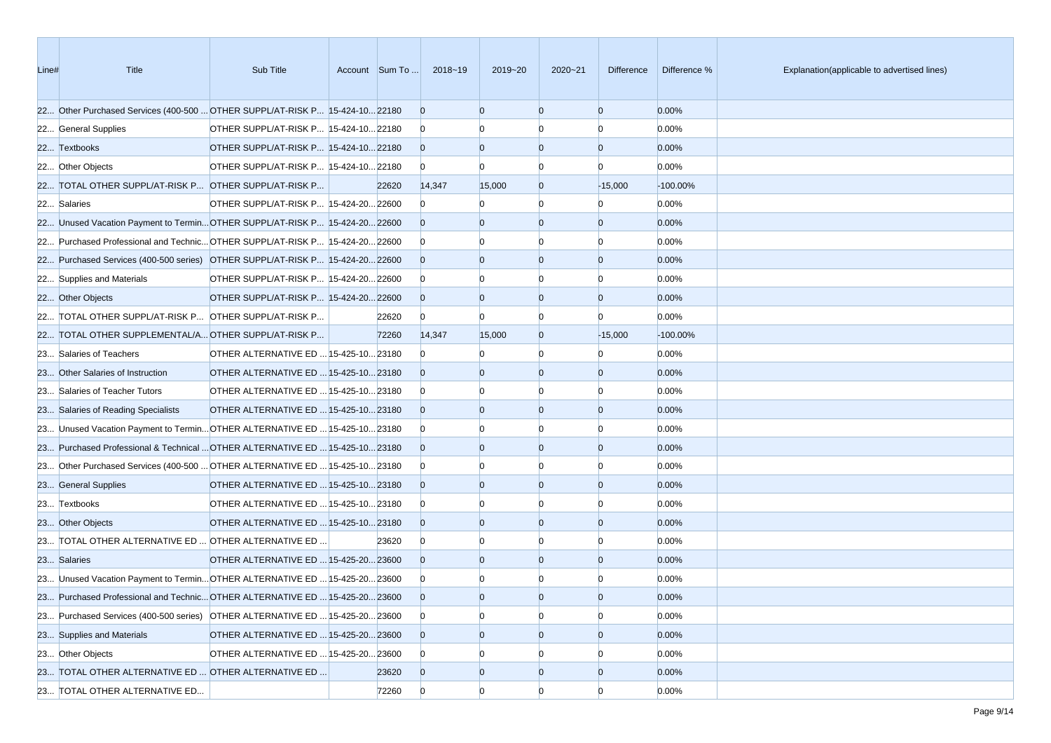| Line# | Title | Sub Title | Account | Sum To ... | 2018~19 | 2019~20 | 2020~21 | Difference | Difference % | Explanation(applicable to advertised lines) |
|---|---|---|---|---|---|---|---|---|---|---|
| 22... | Other Purchased Services (400-500 ... | OTHER SUPPL/AT-RISK P... | 15-424-10... | 22180 | 0 | 0 | 0 | 0 | 0.00% | |
| 22... | General Supplies | OTHER SUPPL/AT-RISK P... | 15-424-10... | 22180 | 0 | 0 | 0 | 0 | 0.00% | |
| 22... | Textbooks | OTHER SUPPL/AT-RISK P... | 15-424-10... | 22180 | 0 | 0 | 0 | 0 | 0.00% | |
| 22... | Other Objects | OTHER SUPPL/AT-RISK P... | 15-424-10... | 22180 | 0 | 0 | 0 | 0 | 0.00% | |
| 22... | TOTAL OTHER SUPPL/AT-RISK P... | OTHER SUPPL/AT-RISK P... | | 22620 | 14,347 | 15,000 | 0 | -15,000 | -100.00% | |
| 22... | Salaries | OTHER SUPPL/AT-RISK P... | 15-424-20... | 22600 | 0 | 0 | 0 | 0 | 0.00% | |
| 22... | Unused Vacation Payment to Termin... | OTHER SUPPL/AT-RISK P... | 15-424-20... | 22600 | 0 | 0 | 0 | 0 | 0.00% | |
| 22... | Purchased Professional and Technic... | OTHER SUPPL/AT-RISK P... | 15-424-20... | 22600 | 0 | 0 | 0 | 0 | 0.00% | |
| 22... | Purchased Services (400-500 series) | OTHER SUPPL/AT-RISK P... | 15-424-20... | 22600 | 0 | 0 | 0 | 0 | 0.00% | |
| 22... | Supplies and Materials | OTHER SUPPL/AT-RISK P... | 15-424-20... | 22600 | 0 | 0 | 0 | 0 | 0.00% | |
| 22... | Other Objects | OTHER SUPPL/AT-RISK P... | 15-424-20... | 22600 | 0 | 0 | 0 | 0 | 0.00% | |
| 22... | TOTAL OTHER SUPPL/AT-RISK P... | OTHER SUPPL/AT-RISK P... | | 22620 | 0 | 0 | 0 | 0 | 0.00% | |
| 22... | TOTAL OTHER SUPPLEMENTAL/A... | OTHER SUPPL/AT-RISK P... | | 72260 | 14,347 | 15,000 | 0 | -15,000 | -100.00% | |
| 23... | Salaries of Teachers | OTHER ALTERNATIVE ED ... | 15-425-10... | 23180 | 0 | 0 | 0 | 0 | 0.00% | |
| 23... | Other Salaries of Instruction | OTHER ALTERNATIVE ED ... | 15-425-10... | 23180 | 0 | 0 | 0 | 0 | 0.00% | |
| 23... | Salaries of Teacher Tutors | OTHER ALTERNATIVE ED ... | 15-425-10... | 23180 | 0 | 0 | 0 | 0 | 0.00% | |
| 23... | Salaries of Reading Specialists | OTHER ALTERNATIVE ED ... | 15-425-10... | 23180 | 0 | 0 | 0 | 0 | 0.00% | |
| 23... | Unused Vacation Payment to Termin... | OTHER ALTERNATIVE ED ... | 15-425-10... | 23180 | 0 | 0 | 0 | 0 | 0.00% | |
| 23... | Purchased Professional & Technical ... | OTHER ALTERNATIVE ED ... | 15-425-10... | 23180 | 0 | 0 | 0 | 0 | 0.00% | |
| 23... | Other Purchased Services (400-500 ... | OTHER ALTERNATIVE ED ... | 15-425-10... | 23180 | 0 | 0 | 0 | 0 | 0.00% | |
| 23... | General Supplies | OTHER ALTERNATIVE ED ... | 15-425-10... | 23180 | 0 | 0 | 0 | 0 | 0.00% | |
| 23... | Textbooks | OTHER ALTERNATIVE ED ... | 15-425-10... | 23180 | 0 | 0 | 0 | 0 | 0.00% | |
| 23... | Other Objects | OTHER ALTERNATIVE ED ... | 15-425-10... | 23180 | 0 | 0 | 0 | 0 | 0.00% | |
| 23... | TOTAL OTHER ALTERNATIVE ED ... | OTHER ALTERNATIVE ED ... | | 23620 | 0 | 0 | 0 | 0 | 0.00% | |
| 23... | Salaries | OTHER ALTERNATIVE ED ... | 15-425-20... | 23600 | 0 | 0 | 0 | 0 | 0.00% | |
| 23... | Unused Vacation Payment to Termin... | OTHER ALTERNATIVE ED ... | 15-425-20... | 23600 | 0 | 0 | 0 | 0 | 0.00% | |
| 23... | Purchased Professional and Technic... | OTHER ALTERNATIVE ED ... | 15-425-20... | 23600 | 0 | 0 | 0 | 0 | 0.00% | |
| 23... | Purchased Services (400-500 series) | OTHER ALTERNATIVE ED ... | 15-425-20... | 23600 | 0 | 0 | 0 | 0 | 0.00% | |
| 23... | Supplies and Materials | OTHER ALTERNATIVE ED ... | 15-425-20... | 23600 | 0 | 0 | 0 | 0 | 0.00% | |
| 23... | Other Objects | OTHER ALTERNATIVE ED ... | 15-425-20... | 23600 | 0 | 0 | 0 | 0 | 0.00% | |
| 23... | TOTAL OTHER ALTERNATIVE ED ... | OTHER ALTERNATIVE ED ... | | 23620 | 0 | 0 | 0 | 0 | 0.00% | |
| 23... | TOTAL OTHER ALTERNATIVE ED... | | | 72260 | 0 | 0 | 0 | 0 | 0.00% | |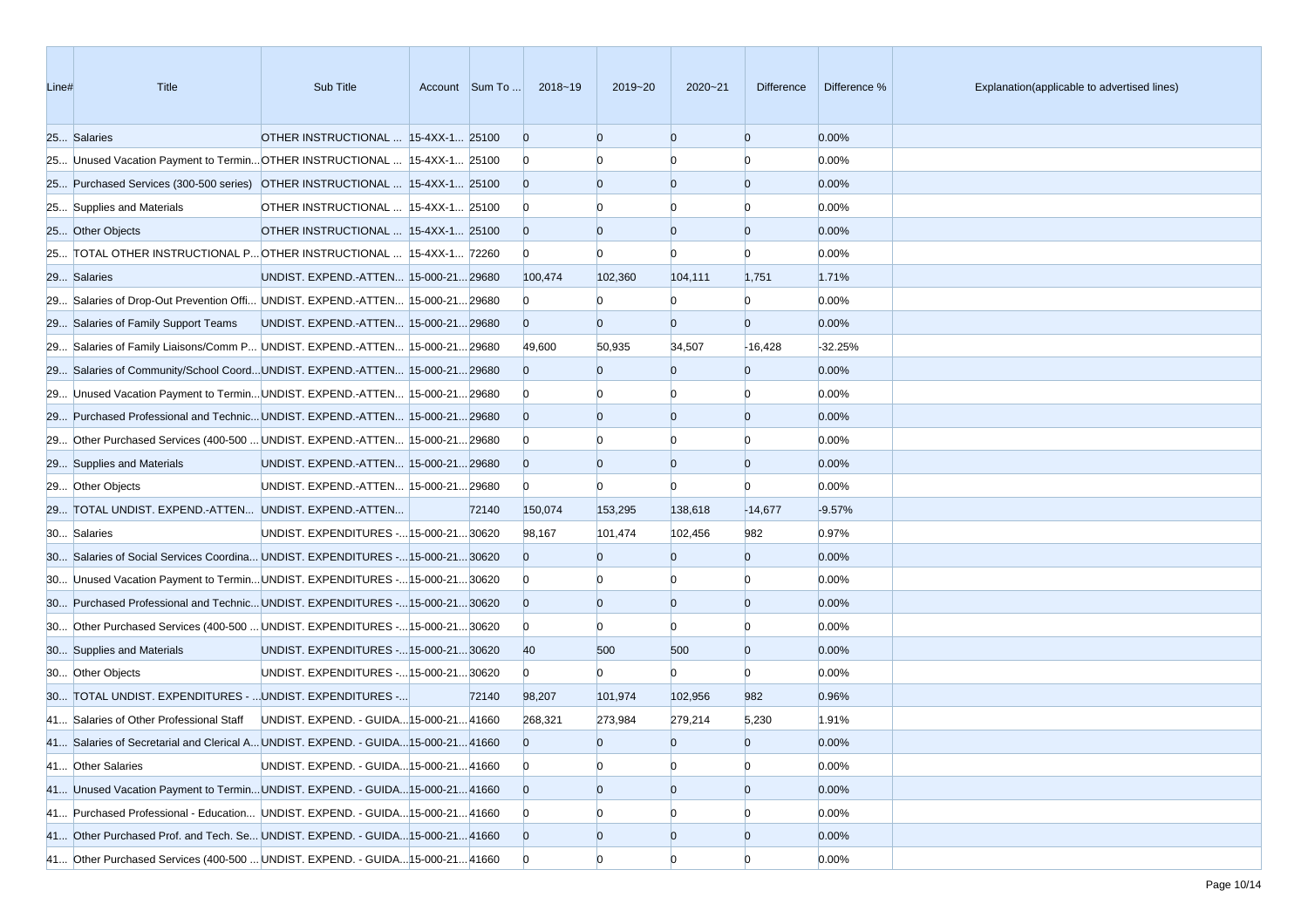| Line# | Title | Sub Title | Account | Sum To ... | 2018~19 | 2019~20 | 2020~21 | Difference | Difference % | Explanation(applicable to advertised lines) |
|---|---|---|---|---|---|---|---|---|---|---|
| 25... | Salaries | OTHER INSTRUCTIONAL ... | 15-4XX-1... | 25100 | 0 | 0 | 0 | 0 | 0.00% | |
| 25... | Unused Vacation Payment to Termin... | OTHER INSTRUCTIONAL ... | 15-4XX-1... | 25100 | 0 | 0 | 0 | 0 | 0.00% | |
| 25... | Purchased Services (300-500 series) | OTHER INSTRUCTIONAL ... | 15-4XX-1... | 25100 | 0 | 0 | 0 | 0 | 0.00% | |
| 25... | Supplies and Materials | OTHER INSTRUCTIONAL ... | 15-4XX-1... | 25100 | 0 | 0 | 0 | 0 | 0.00% | |
| 25... | Other Objects | OTHER INSTRUCTIONAL ... | 15-4XX-1... | 25100 | 0 | 0 | 0 | 0 | 0.00% | |
| 25... | TOTAL OTHER INSTRUCTIONAL P... | OTHER INSTRUCTIONAL ... | 15-4XX-1... | 72260 | 0 | 0 | 0 | 0 | 0.00% | |
| 29... | Salaries | UNDIST. EXPEND.-ATTEN... | 15-000-21... | 29680 | 100,474 | 102,360 | 104,111 | 1,751 | 1.71% | |
| 29... | Salaries of Drop-Out Prevention Offi... | UNDIST. EXPEND.-ATTEN... | 15-000-21... | 29680 | 0 | 0 | 0 | 0 | 0.00% | |
| 29... | Salaries of Family Support Teams | UNDIST. EXPEND.-ATTEN... | 15-000-21... | 29680 | 0 | 0 | 0 | 0 | 0.00% | |
| 29... | Salaries of Family Liaisons/Comm P... | UNDIST. EXPEND.-ATTEN... | 15-000-21... | 29680 | 49,600 | 50,935 | 34,507 | -16,428 | -32.25% | |
| 29... | Salaries of Community/School Coord... | UNDIST. EXPEND.-ATTEN... | 15-000-21... | 29680 | 0 | 0 | 0 | 0 | 0.00% | |
| 29... | Unused Vacation Payment to Termin... | UNDIST. EXPEND.-ATTEN... | 15-000-21... | 29680 | 0 | 0 | 0 | 0 | 0.00% | |
| 29... | Purchased Professional and Technic... | UNDIST. EXPEND.-ATTEN... | 15-000-21... | 29680 | 0 | 0 | 0 | 0 | 0.00% | |
| 29... | Other Purchased Services (400-500 ... | UNDIST. EXPEND.-ATTEN... | 15-000-21... | 29680 | 0 | 0 | 0 | 0 | 0.00% | |
| 29... | Supplies and Materials | UNDIST. EXPEND.-ATTEN... | 15-000-21... | 29680 | 0 | 0 | 0 | 0 | 0.00% | |
| 29... | Other Objects | UNDIST. EXPEND.-ATTEN... | 15-000-21... | 29680 | 0 | 0 | 0 | 0 | 0.00% | |
| 29... | TOTAL UNDIST. EXPEND.-ATTEN... | UNDIST. EXPEND.-ATTEN... | | 72140 | 150,074 | 153,295 | 138,618 | -14,677 | -9.57% | |
| 30... | Salaries | UNDIST. EXPENDITURES -... | 15-000-21... | 30620 | 98,167 | 101,474 | 102,456 | 982 | 0.97% | |
| 30... | Salaries of Social Services Coordina... | UNDIST. EXPENDITURES -... | 15-000-21... | 30620 | 0 | 0 | 0 | 0 | 0.00% | |
| 30... | Unused Vacation Payment to Termin... | UNDIST. EXPENDITURES -... | 15-000-21... | 30620 | 0 | 0 | 0 | 0 | 0.00% | |
| 30... | Purchased Professional and Technic... | UNDIST. EXPENDITURES -... | 15-000-21... | 30620 | 0 | 0 | 0 | 0 | 0.00% | |
| 30... | Other Purchased Services (400-500 ... | UNDIST. EXPENDITURES -... | 15-000-21... | 30620 | 0 | 0 | 0 | 0 | 0.00% | |
| 30... | Supplies and Materials | UNDIST. EXPENDITURES -... | 15-000-21... | 30620 | 40 | 500 | 500 | 0 | 0.00% | |
| 30... | Other Objects | UNDIST. EXPENDITURES -... | 15-000-21... | 30620 | 0 | 0 | 0 | 0 | 0.00% | |
| 30... | TOTAL UNDIST. EXPENDITURES - ... | UNDIST. EXPENDITURES -... | | 72140 | 98,207 | 101,974 | 102,956 | 982 | 0.96% | |
| 41... | Salaries of Other Professional Staff | UNDIST. EXPEND. - GUIDA... | 15-000-21... | 41660 | 268,321 | 273,984 | 279,214 | 5,230 | 1.91% | |
| 41... | Salaries of Secretarial and Clerical A... | UNDIST. EXPEND. - GUIDA... | 15-000-21... | 41660 | 0 | 0 | 0 | 0 | 0.00% | |
| 41... | Other Salaries | UNDIST. EXPEND. - GUIDA... | 15-000-21... | 41660 | 0 | 0 | 0 | 0 | 0.00% | |
| 41... | Unused Vacation Payment to Termin... | UNDIST. EXPEND. - GUIDA... | 15-000-21... | 41660 | 0 | 0 | 0 | 0 | 0.00% | |
| 41... | Purchased Professional - Education... | UNDIST. EXPEND. - GUIDA... | 15-000-21... | 41660 | 0 | 0 | 0 | 0 | 0.00% | |
| 41... | Other Purchased Prof. and Tech. Se... | UNDIST. EXPEND. - GUIDA... | 15-000-21... | 41660 | 0 | 0 | 0 | 0 | 0.00% | |
| 41... | Other Purchased Services (400-500 ... | UNDIST. EXPEND. - GUIDA... | 15-000-21... | 41660 | 0 | 0 | 0 | 0 | 0.00% | |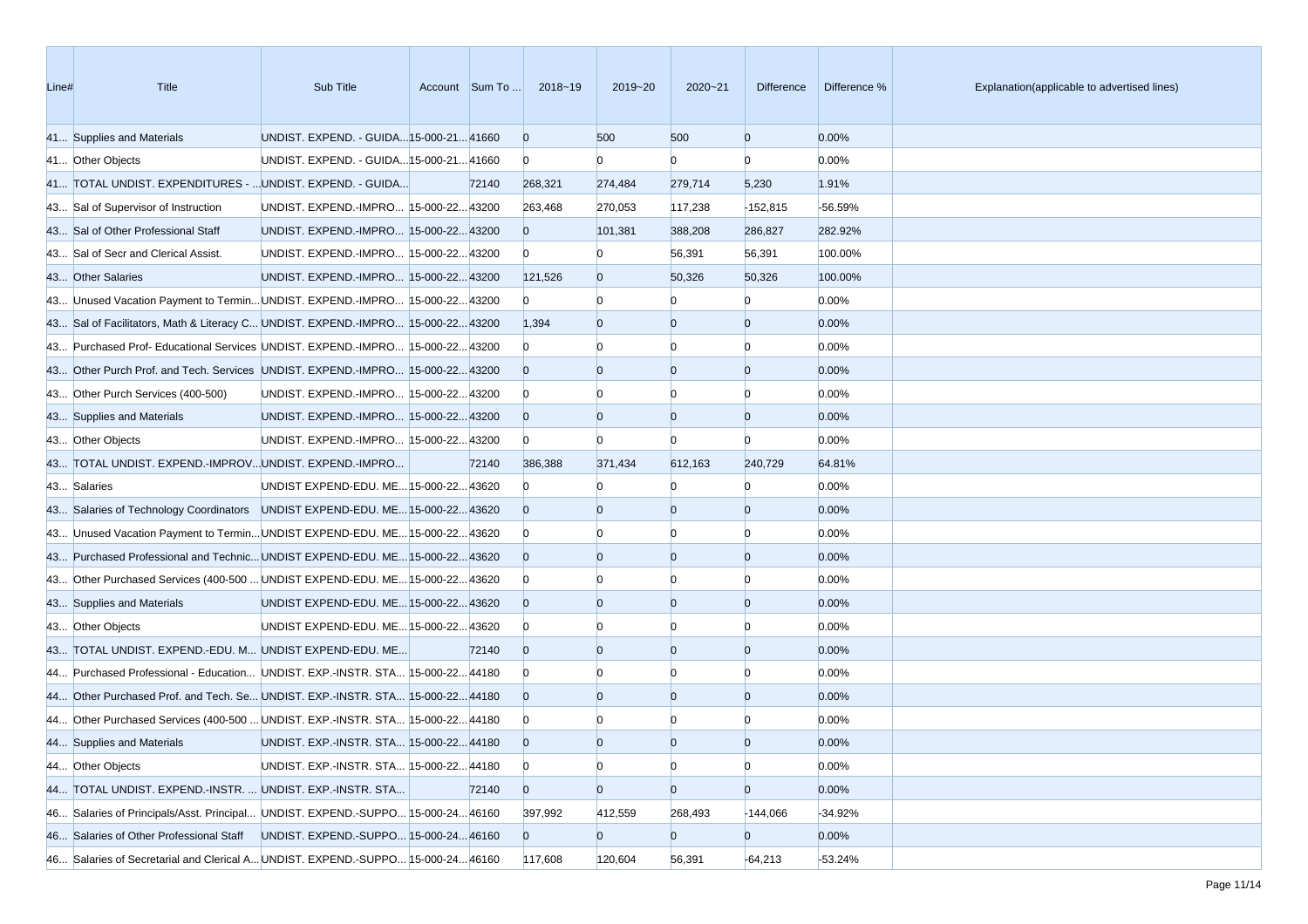| Line# | Title | Sub Title | Account | Sum To ... | 2018~19 | 2019~20 | 2020~21 | Difference | Difference % | Explanation(applicable to advertised lines) |
|---|---|---|---|---|---|---|---|---|---|---|
| 41... | Supplies and Materials | UNDIST. EXPEND. - GUIDA... | 15-000-21... | 41660 | 0 | 500 | 500 | 0 | 0.00% | |
| 41... | Other Objects | UNDIST. EXPEND. - GUIDA... | 15-000-21... | 41660 | 0 | 0 | 0 | 0 | 0.00% | |
| 41... | TOTAL UNDIST. EXPENDITURES - ... | UNDIST. EXPEND. - GUIDA... | | 72140 | 268,321 | 274,484 | 279,714 | 5,230 | 1.91% | |
| 43... | Sal of Supervisor of Instruction | UNDIST. EXPEND.-IMPRO... | 15-000-22... | 43200 | 263,468 | 270,053 | 117,238 | -152,815 | -56.59% | |
| 43... | Sal of Other Professional Staff | UNDIST. EXPEND.-IMPRO... | 15-000-22... | 43200 | 0 | 101,381 | 388,208 | 286,827 | 282.92% | |
| 43... | Sal of Secr and Clerical Assist. | UNDIST. EXPEND.-IMPRO... | 15-000-22... | 43200 | 0 | 0 | 56,391 | 56,391 | 100.00% | |
| 43... | Other Salaries | UNDIST. EXPEND.-IMPRO... | 15-000-22... | 43200 | 121,526 | 0 | 50,326 | 50,326 | 100.00% | |
| 43... | Unused Vacation Payment to Termin... | UNDIST. EXPEND.-IMPRO... | 15-000-22... | 43200 | 0 | 0 | 0 | 0 | 0.00% | |
| 43... | Sal of Facilitators, Math & Literacy C... | UNDIST. EXPEND.-IMPRO... | 15-000-22... | 43200 | 1,394 | 0 | 0 | 0 | 0.00% | |
| 43... | Purchased Prof- Educational Services | UNDIST. EXPEND.-IMPRO... | 15-000-22... | 43200 | 0 | 0 | 0 | 0 | 0.00% | |
| 43... | Other Purch Prof. and Tech. Services | UNDIST. EXPEND.-IMPRO... | 15-000-22... | 43200 | 0 | 0 | 0 | 0 | 0.00% | |
| 43... | Other Purch Services (400-500) | UNDIST. EXPEND.-IMPRO... | 15-000-22... | 43200 | 0 | 0 | 0 | 0 | 0.00% | |
| 43... | Supplies and Materials | UNDIST. EXPEND.-IMPRO... | 15-000-22... | 43200 | 0 | 0 | 0 | 0 | 0.00% | |
| 43... | Other Objects | UNDIST. EXPEND.-IMPRO... | 15-000-22... | 43200 | 0 | 0 | 0 | 0 | 0.00% | |
| 43... | TOTAL UNDIST. EXPEND.-IMPROV... | UNDIST. EXPEND.-IMPRO... | | 72140 | 386,388 | 371,434 | 612,163 | 240,729 | 64.81% | |
| 43... | Salaries | UNDIST EXPEND-EDU. ME... | 15-000-22... | 43620 | 0 | 0 | 0 | 0 | 0.00% | |
| 43... | Salaries of Technology Coordinators | UNDIST EXPEND-EDU. ME... | 15-000-22... | 43620 | 0 | 0 | 0 | 0 | 0.00% | |
| 43... | Unused Vacation Payment to Termin... | UNDIST EXPEND-EDU. ME... | 15-000-22... | 43620 | 0 | 0 | 0 | 0 | 0.00% | |
| 43... | Purchased Professional and Technic... | UNDIST EXPEND-EDU. ME... | 15-000-22... | 43620 | 0 | 0 | 0 | 0 | 0.00% | |
| 43... | Other Purchased Services (400-500 ... | UNDIST EXPEND-EDU. ME... | 15-000-22... | 43620 | 0 | 0 | 0 | 0 | 0.00% | |
| 43... | Supplies and Materials | UNDIST EXPEND-EDU. ME... | 15-000-22... | 43620 | 0 | 0 | 0 | 0 | 0.00% | |
| 43... | Other Objects | UNDIST EXPEND-EDU. ME... | 15-000-22... | 43620 | 0 | 0 | 0 | 0 | 0.00% | |
| 43... | TOTAL UNDIST. EXPEND.-EDU. M... | UNDIST EXPEND-EDU. ME... | | 72140 | 0 | 0 | 0 | 0 | 0.00% | |
| 44... | Purchased Professional - Education... | UNDIST. EXP.-INSTR. STA... | 15-000-22... | 44180 | 0 | 0 | 0 | 0 | 0.00% | |
| 44... | Other Purchased Prof. and Tech. Se... | UNDIST. EXP.-INSTR. STA... | 15-000-22... | 44180 | 0 | 0 | 0 | 0 | 0.00% | |
| 44... | Other Purchased Services (400-500 ... | UNDIST. EXP.-INSTR. STA... | 15-000-22... | 44180 | 0 | 0 | 0 | 0 | 0.00% | |
| 44... | Supplies and Materials | UNDIST. EXP.-INSTR. STA... | 15-000-22... | 44180 | 0 | 0 | 0 | 0 | 0.00% | |
| 44... | Other Objects | UNDIST. EXP.-INSTR. STA... | 15-000-22... | 44180 | 0 | 0 | 0 | 0 | 0.00% | |
| 44... | TOTAL UNDIST. EXPEND.-INSTR. ... | UNDIST. EXP.-INSTR. STA... | | 72140 | 0 | 0 | 0 | 0 | 0.00% | |
| 46... | Salaries of Principals/Asst. Principal... | UNDIST. EXPEND.-SUPPO... | 15-000-24... | 46160 | 397,992 | 412,559 | 268,493 | -144,066 | -34.92% | |
| 46... | Salaries of Other Professional Staff | UNDIST. EXPEND.-SUPPO... | 15-000-24... | 46160 | 0 | 0 | 0 | 0 | 0.00% | |
| 46... | Salaries of Secretarial and Clerical A... | UNDIST. EXPEND.-SUPPO... | 15-000-24... | 46160 | 117,608 | 120,604 | 56,391 | -64,213 | -53.24% | |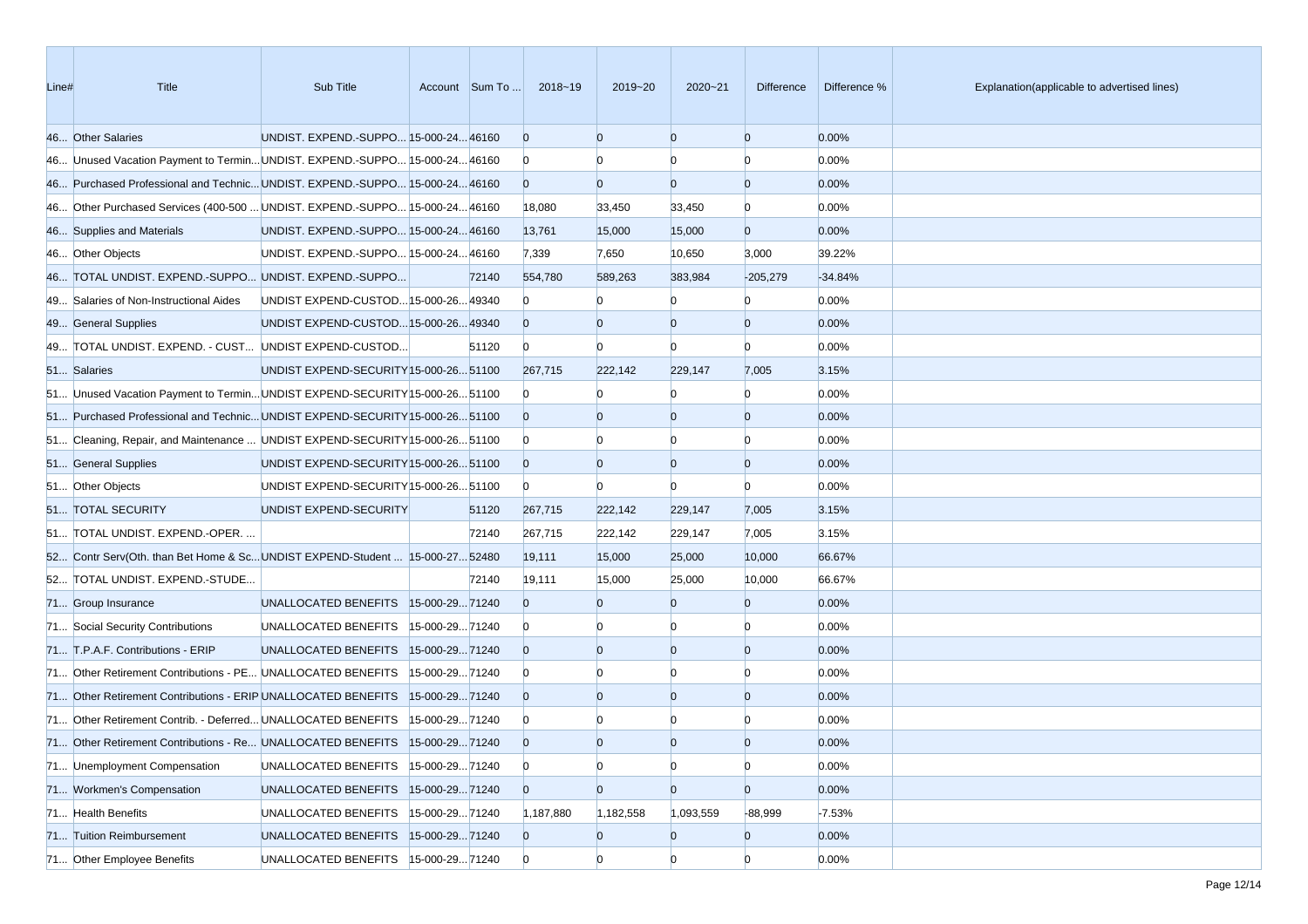| Line# | Title | Sub Title | Account | Sum To ... | 2018~19 | 2019~20 | 2020~21 | Difference | Difference % | Explanation(applicable to advertised lines) |
|---|---|---|---|---|---|---|---|---|---|---|
| 46... | Other Salaries | UNDIST. EXPEND.-SUPPO... | 15-000-24... | 46160 | 0 | 0 | 0 | 0 | 0.00% | |
| 46... | Unused Vacation Payment to Termin... | UNDIST. EXPEND.-SUPPO... | 15-000-24... | 46160 | 0 | 0 | 0 | 0 | 0.00% | |
| 46... | Purchased Professional and Technic... | UNDIST. EXPEND.-SUPPO... | 15-000-24... | 46160 | 0 | 0 | 0 | 0 | 0.00% | |
| 46... | Other Purchased Services (400-500 ... | UNDIST. EXPEND.-SUPPO... | 15-000-24... | 46160 | 18,080 | 33,450 | 33,450 | 0 | 0.00% | |
| 46... | Supplies and Materials | UNDIST. EXPEND.-SUPPO... | 15-000-24... | 46160 | 13,761 | 15,000 | 15,000 | 0 | 0.00% | |
| 46... | Other Objects | UNDIST. EXPEND.-SUPPO... | 15-000-24... | 46160 | 7,339 | 7,650 | 10,650 | 3,000 | 39.22% | |
| 46... | TOTAL UNDIST. EXPEND.-SUPPO... | UNDIST. EXPEND.-SUPPO... | | 72140 | 554,780 | 589,263 | 383,984 | -205,279 | -34.84% | |
| 49... | Salaries of Non-Instructional Aides | UNDIST EXPEND-CUSTOD... | 15-000-26... | 49340 | 0 | 0 | 0 | 0 | 0.00% | |
| 49... | General Supplies | UNDIST EXPEND-CUSTOD... | 15-000-26... | 49340 | 0 | 0 | 0 | 0 | 0.00% | |
| 49... | TOTAL UNDIST. EXPEND. - CUST... | UNDIST EXPEND-CUSTOD... | | 51120 | 0 | 0 | 0 | 0 | 0.00% | |
| 51... | Salaries | UNDIST EXPEND-SECURITY | 15-000-26... | 51100 | 267,715 | 222,142 | 229,147 | 7,005 | 3.15% | |
| 51... | Unused Vacation Payment to Termin... | UNDIST EXPEND-SECURITY | 15-000-26... | 51100 | 0 | 0 | 0 | 0 | 0.00% | |
| 51... | Purchased Professional and Technic... | UNDIST EXPEND-SECURITY | 15-000-26... | 51100 | 0 | 0 | 0 | 0 | 0.00% | |
| 51... | Cleaning, Repair, and Maintenance ... | UNDIST EXPEND-SECURITY | 15-000-26... | 51100 | 0 | 0 | 0 | 0 | 0.00% | |
| 51... | General Supplies | UNDIST EXPEND-SECURITY | 15-000-26... | 51100 | 0 | 0 | 0 | 0 | 0.00% | |
| 51... | Other Objects | UNDIST EXPEND-SECURITY | 15-000-26... | 51100 | 0 | 0 | 0 | 0 | 0.00% | |
| 51... | TOTAL SECURITY | UNDIST EXPEND-SECURITY | | 51120 | 267,715 | 222,142 | 229,147 | 7,005 | 3.15% | |
| 51... | TOTAL UNDIST. EXPEND.-OPER. ... | | | 72140 | 267,715 | 222,142 | 229,147 | 7,005 | 3.15% | |
| 52... | Contr Serv(Oth. than Bet Home & Sc... | UNDIST EXPEND-Student ... | 15-000-27... | 52480 | 19,111 | 15,000 | 25,000 | 10,000 | 66.67% | |
| 52... | TOTAL UNDIST. EXPEND.-STUDE... | | | 72140 | 19,111 | 15,000 | 25,000 | 10,000 | 66.67% | |
| 71... | Group Insurance | UNALLOCATED BENEFITS | 15-000-29... | 71240 | 0 | 0 | 0 | 0 | 0.00% | |
| 71... | Social Security Contributions | UNALLOCATED BENEFITS | 15-000-29... | 71240 | 0 | 0 | 0 | 0 | 0.00% | |
| 71... | T.P.A.F. Contributions - ERIP | UNALLOCATED BENEFITS | 15-000-29... | 71240 | 0 | 0 | 0 | 0 | 0.00% | |
| 71... | Other Retirement Contributions - PE... | UNALLOCATED BENEFITS | 15-000-29... | 71240 | 0 | 0 | 0 | 0 | 0.00% | |
| 71... | Other Retirement Contributions - ERIP | UNALLOCATED BENEFITS | 15-000-29... | 71240 | 0 | 0 | 0 | 0 | 0.00% | |
| 71... | Other Retirement Contrib. - Deferred... | UNALLOCATED BENEFITS | 15-000-29... | 71240 | 0 | 0 | 0 | 0 | 0.00% | |
| 71... | Other Retirement Contributions - Re... | UNALLOCATED BENEFITS | 15-000-29... | 71240 | 0 | 0 | 0 | 0 | 0.00% | |
| 71... | Unemployment Compensation | UNALLOCATED BENEFITS | 15-000-29... | 71240 | 0 | 0 | 0 | 0 | 0.00% | |
| 71... | Workmen's Compensation | UNALLOCATED BENEFITS | 15-000-29... | 71240 | 0 | 0 | 0 | 0 | 0.00% | |
| 71... | Health Benefits | UNALLOCATED BENEFITS | 15-000-29... | 71240 | 1,187,880 | 1,182,558 | 1,093,559 | -88,999 | -7.53% | |
| 71... | Tuition Reimbursement | UNALLOCATED BENEFITS | 15-000-29... | 71240 | 0 | 0 | 0 | 0 | 0.00% | |
| 71... | Other Employee Benefits | UNALLOCATED BENEFITS | 15-000-29... | 71240 | 0 | 0 | 0 | 0 | 0.00% | |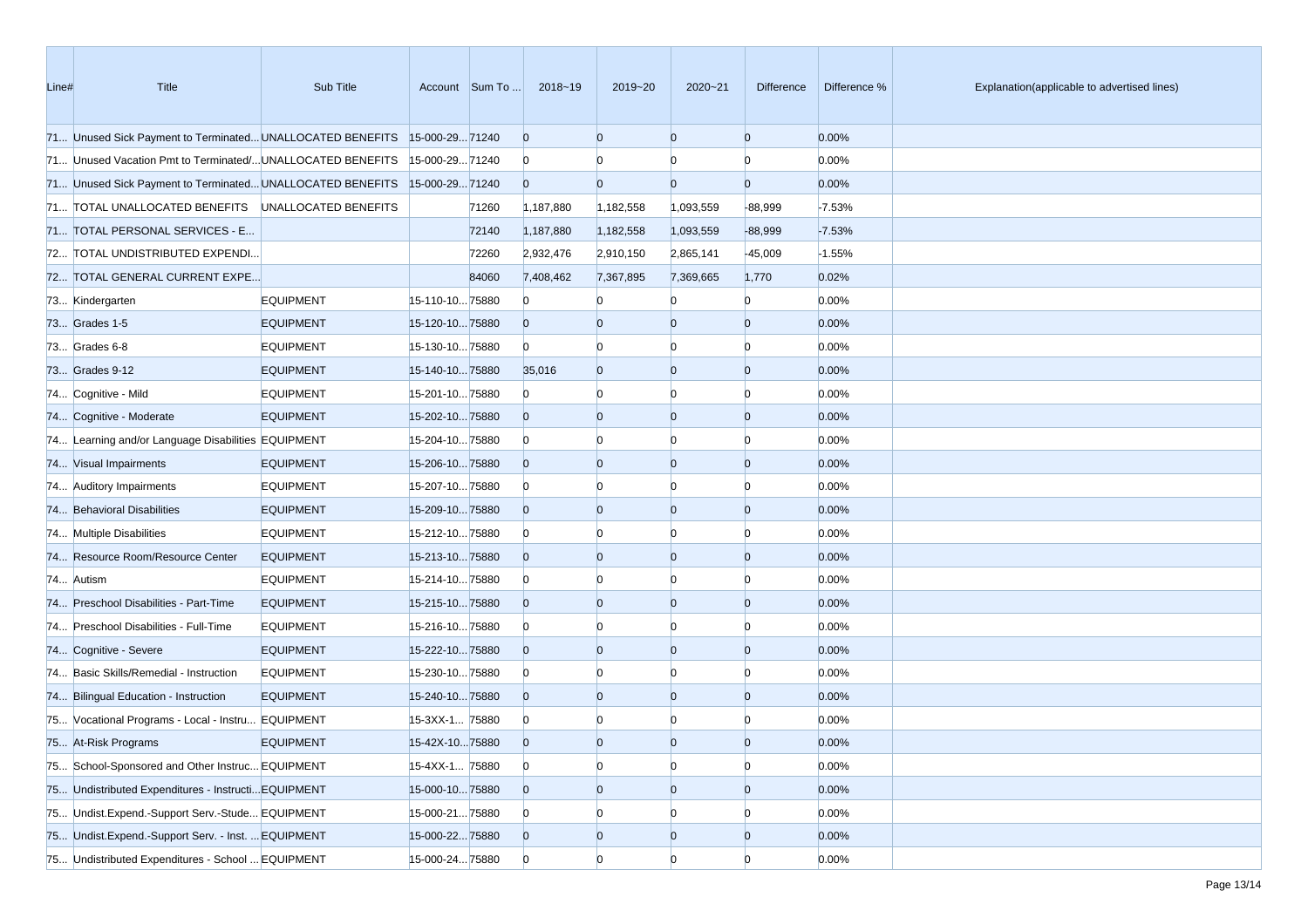| Line# | Title | Sub Title | Account | Sum To ... | 2018~19 | 2019~20 | 2020~21 | Difference | Difference % | Explanation(applicable to advertised lines) |
|---|---|---|---|---|---|---|---|---|---|---|
| 71... | Unused Sick Payment to Terminated... | UNALLOCATED BENEFITS | 15-000-29... | 71240 | 0 | 0 | 0 | 0 | 0.00% | |
| 71... | Unused Vacation Pmt to Terminated/... | UNALLOCATED BENEFITS | 15-000-29... | 71240 | 0 | 0 | 0 | 0 | 0.00% | |
| 71... | Unused Sick Payment to Terminated... | UNALLOCATED BENEFITS | 15-000-29... | 71240 | 0 | 0 | 0 | 0 | 0.00% | |
| 71... | TOTAL UNALLOCATED BENEFITS | UNALLOCATED BENEFITS | | 71260 | 1,187,880 | 1,182,558 | 1,093,559 | -88,999 | -7.53% | |
| 71... | TOTAL PERSONAL SERVICES - E... | | | 72140 | 1,187,880 | 1,182,558 | 1,093,559 | -88,999 | -7.53% | |
| 72... | TOTAL UNDISTRIBUTED EXPENDI... | | | 72260 | 2,932,476 | 2,910,150 | 2,865,141 | -45,009 | -1.55% | |
| 72... | TOTAL GENERAL CURRENT EXPE... | | | 84060 | 7,408,462 | 7,367,895 | 7,369,665 | 1,770 | 0.02% | |
| 73... | Kindergarten | EQUIPMENT | 15-110-10... | 75880 | 0 | 0 | 0 | 0 | 0.00% | |
| 73... | Grades 1-5 | EQUIPMENT | 15-120-10... | 75880 | 0 | 0 | 0 | 0 | 0.00% | |
| 73... | Grades 6-8 | EQUIPMENT | 15-130-10... | 75880 | 0 | 0 | 0 | 0 | 0.00% | |
| 73... | Grades 9-12 | EQUIPMENT | 15-140-10... | 75880 | 35,016 | 0 | 0 | 0 | 0.00% | |
| 74... | Cognitive - Mild | EQUIPMENT | 15-201-10... | 75880 | 0 | 0 | 0 | 0 | 0.00% | |
| 74... | Cognitive - Moderate | EQUIPMENT | 15-202-10... | 75880 | 0 | 0 | 0 | 0 | 0.00% | |
| 74... | Learning and/or Language Disabilities | EQUIPMENT | 15-204-10... | 75880 | 0 | 0 | 0 | 0 | 0.00% | |
| 74... | Visual Impairments | EQUIPMENT | 15-206-10... | 75880 | 0 | 0 | 0 | 0 | 0.00% | |
| 74... | Auditory Impairments | EQUIPMENT | 15-207-10... | 75880 | 0 | 0 | 0 | 0 | 0.00% | |
| 74... | Behavioral Disabilities | EQUIPMENT | 15-209-10... | 75880 | 0 | 0 | 0 | 0 | 0.00% | |
| 74... | Multiple Disabilities | EQUIPMENT | 15-212-10... | 75880 | 0 | 0 | 0 | 0 | 0.00% | |
| 74... | Resource Room/Resource Center | EQUIPMENT | 15-213-10... | 75880 | 0 | 0 | 0 | 0 | 0.00% | |
| 74... | Autism | EQUIPMENT | 15-214-10... | 75880 | 0 | 0 | 0 | 0 | 0.00% | |
| 74... | Preschool Disabilities - Part-Time | EQUIPMENT | 15-215-10... | 75880 | 0 | 0 | 0 | 0 | 0.00% | |
| 74... | Preschool Disabilities - Full-Time | EQUIPMENT | 15-216-10... | 75880 | 0 | 0 | 0 | 0 | 0.00% | |
| 74... | Cognitive - Severe | EQUIPMENT | 15-222-10... | 75880 | 0 | 0 | 0 | 0 | 0.00% | |
| 74... | Basic Skills/Remedial - Instruction | EQUIPMENT | 15-230-10... | 75880 | 0 | 0 | 0 | 0 | 0.00% | |
| 74... | Bilingual Education - Instruction | EQUIPMENT | 15-240-10... | 75880 | 0 | 0 | 0 | 0 | 0.00% | |
| 75... | Vocational Programs - Local - Instru... | EQUIPMENT | 15-3XX-1... | 75880 | 0 | 0 | 0 | 0 | 0.00% | |
| 75... | At-Risk Programs | EQUIPMENT | 15-42X-10... | 75880 | 0 | 0 | 0 | 0 | 0.00% | |
| 75... | School-Sponsored and Other Instruc... | EQUIPMENT | 15-4XX-1... | 75880 | 0 | 0 | 0 | 0 | 0.00% | |
| 75... | Undistributed Expenditures - Instructi... | EQUIPMENT | 15-000-10... | 75880 | 0 | 0 | 0 | 0 | 0.00% | |
| 75... | Undist.Expend.-Support Serv.-Stude... | EQUIPMENT | 15-000-21... | 75880 | 0 | 0 | 0 | 0 | 0.00% | |
| 75... | Undist.Expend.-Support Serv. - Inst. ... | EQUIPMENT | 15-000-22... | 75880 | 0 | 0 | 0 | 0 | 0.00% | |
| 75... | Undistributed Expenditures - School ... | EQUIPMENT | 15-000-24... | 75880 | 0 | 0 | 0 | 0 | 0.00% | |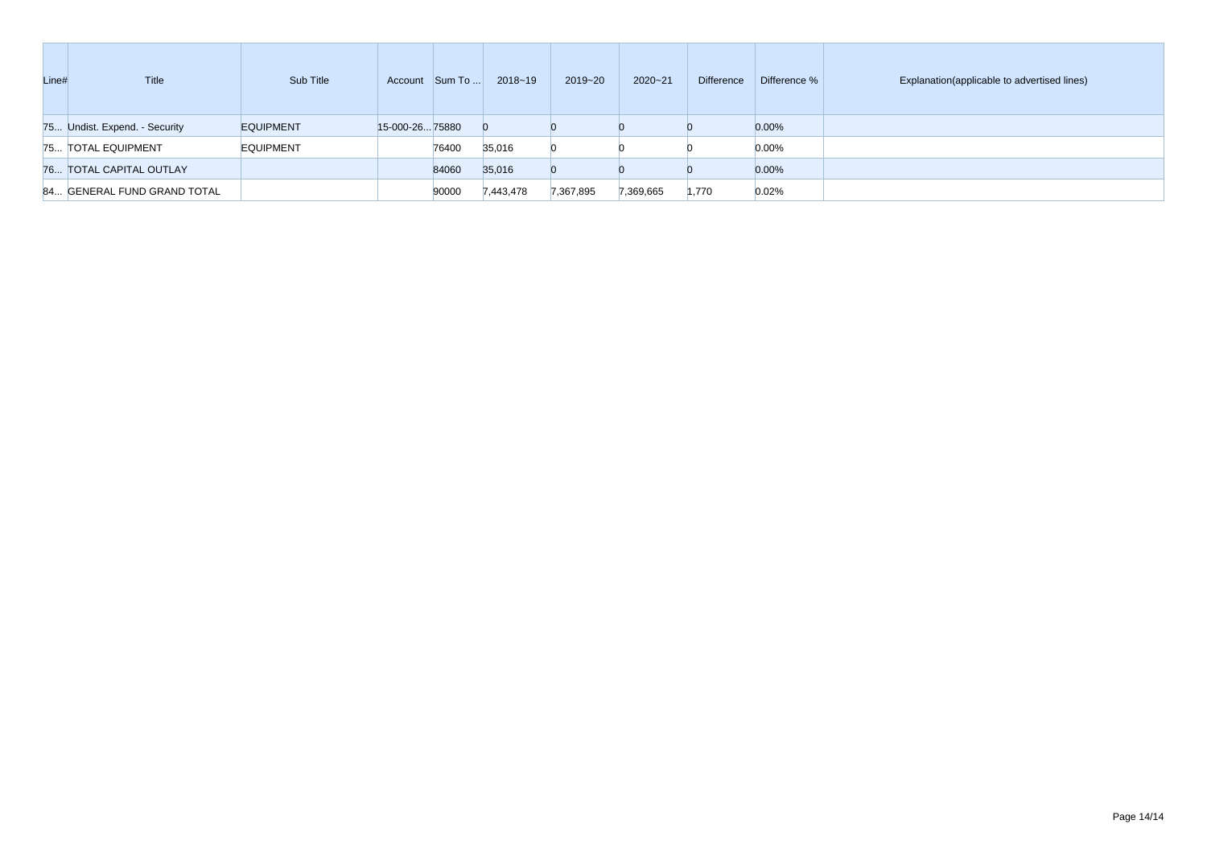| Line# | Title | Sub Title | Account | Sum To ... | 2018~19 | 2019~20 | 2020~21 | Difference | Difference % | Explanation(applicable to advertised lines) |
|---|---|---|---|---|---|---|---|---|---|---|
| 75... | Undist. Expend. - Security | EQUIPMENT | 15-000-26... | 75880 | 0 | 0 | 0 | 0 | 0.00% | |
| 75... | TOTAL EQUIPMENT | EQUIPMENT | | 76400 | 35,016 | 0 | 0 | 0 | 0.00% | |
| 76... | TOTAL CAPITAL OUTLAY | | | 84060 | 35,016 | 0 | 0 | 0 | 0.00% | |
| 84... | GENERAL FUND GRAND TOTAL | | | 90000 | 7,443,478 | 7,367,895 | 7,369,665 | 1,770 | 0.02% | |